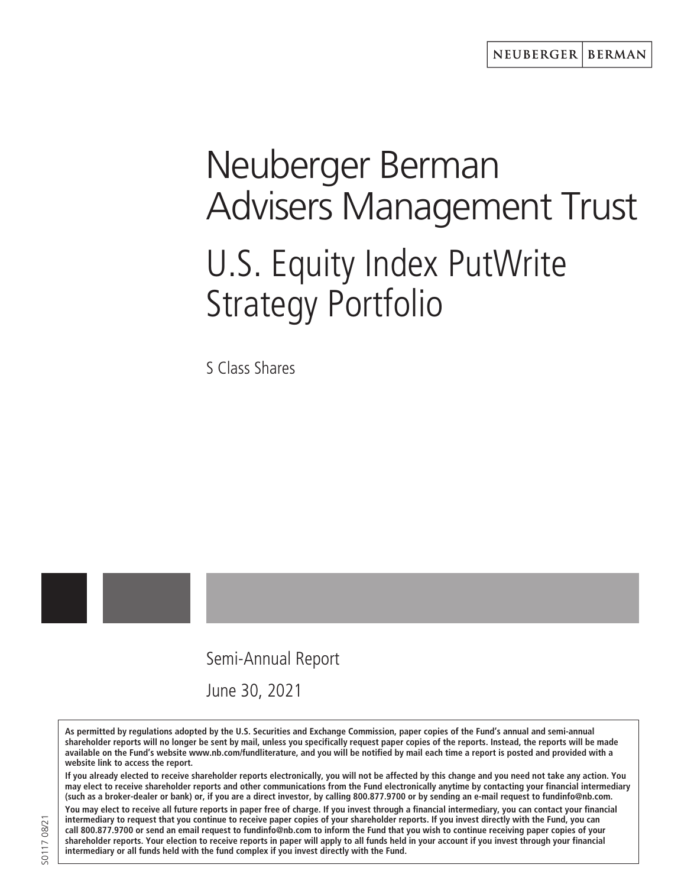NEUBERGER | BERMAN

# Neuberger Berman Advisers Management Trust

# U.S. Equity Index PutWrite Strategy Portfolio

S Class Shares

Semi-Annual Report

June 30, 2021

**As permitted by regulations adopted by the U.S. Securities and Exchange Commission, paper copies of the Fund's annual and semi-annual shareholder reports will no longer be sent by mail, unless you specifically request paper copies of the reports. Instead, the reports will be made available on the Fund's website www.nb.com/fundliterature, and you will be notified by mail each time a report is posted and provided with a website link to access the report.**

**If you already elected to receive shareholder reports electronically, you will not be affected by this change and you need not take any action. You may elect to receive shareholder reports and other communications from the Fund electronically anytime by contacting your financial intermediary (such as a broker-dealer or bank) or, if you are a direct investor, by calling 800.877.9700 or by sending an e-mail request to fundinfo@nb.com.**

**You may elect to receive all future reports in paper free of charge. If you invest through a financial intermediary, you can contact your financial intermediary to request that you continue to receive paper copies of your shareholder reports. If you invest directly with the Fund, you can call 800.877.9700 or send an email request to fundinfo@nb.com to inform the Fund that you wish to continue receiving paper copies of your shareholder reports. Your election to receive reports in paper will apply to all funds held in your account if you invest through your financial intermediary or all funds held with the fund complex if you invest directly with the Fund.**

S0117 08/21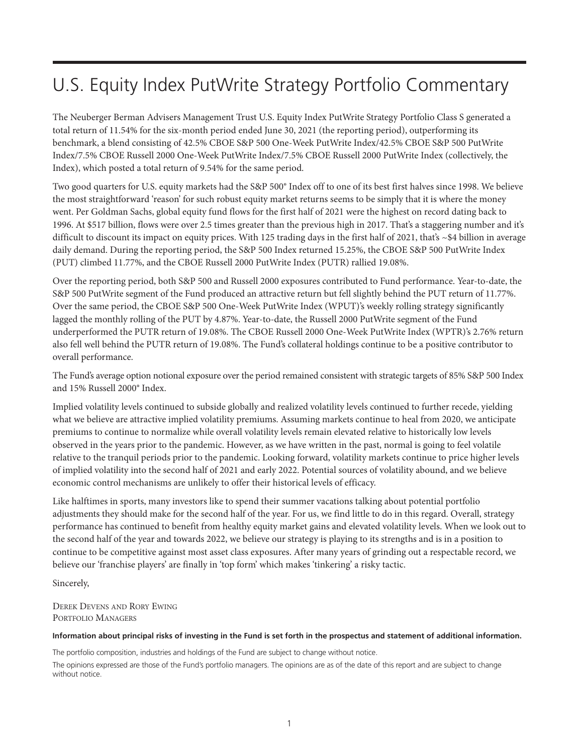# U.S. Equity Index PutWrite Strategy Portfolio Commentary

The Neuberger Berman Advisers Management Trust U.S. Equity Index PutWrite Strategy Portfolio Class S generated a total return of 11.54% for the six-month period ended June 30, 2021 (the reporting period), outperforming its benchmark, a blend consisting of 42.5% CBOE S&P 500 One-Week PutWrite Index/42.5% CBOE S&P 500 PutWrite Index/7.5% CBOE Russell 2000 One-Week PutWrite Index/7.5% CBOE Russell 2000 PutWrite Index (collectively, the Index), which posted a total return of 9.54% for the same period.

Two good quarters for U.S. equity markets had the S&P 500® Index off to one of its best first halves since 1998. We believe the most straightforward 'reason' for such robust equity market returns seems to be simply that it is where the money went. Per Goldman Sachs, global equity fund flows for the first half of 2021 were the highest on record dating back to 1996. At $517 billion, flows were over 2.5 times greater than the previous high in 2017. That's a staggering number and it's difficult to discount its impact on equity prices. With 125 trading days in the first half of 2021, that's ~$4 billion in average daily demand. During the reporting period, the S&P 500 Index returned 15.25%, the CBOE S&P 500 PutWrite Index (PUT) climbed 11.77%, and the CBOE Russell 2000 PutWrite Index (PUTR) rallied 19.08%.

Over the reporting period, both S&P 500 and Russell 2000 exposures contributed to Fund performance. Year-to-date, the S&P 500 PutWrite segment of the Fund produced an attractive return but fell slightly behind the PUT return of 11.77%. Over the same period, the CBOE S&P 500 One-Week PutWrite Index (WPUT)'s weekly rolling strategy significantly lagged the monthly rolling of the PUT by 4.87%. Year-to-date, the Russell 2000 PutWrite segment of the Fund underperformed the PUTR return of 19.08%. The CBOE Russell 2000 One-Week PutWrite Index (WPTR)'s 2.76% return also fell well behind the PUTR return of 19.08%. The Fund's collateral holdings continue to be a positive contributor to overall performance.

The Fund's average option notional exposure over the period remained consistent with strategic targets of 85% S&P 500 Index and 15% Russell 2000® Index.

Implied volatility levels continued to subside globally and realized volatility levels continued to further recede, yielding what we believe are attractive implied volatility premiums. Assuming markets continue to heal from 2020, we anticipate premiums to continue to normalize while overall volatility levels remain elevated relative to historically low levels observed in the years prior to the pandemic. However, as we have written in the past, normal is going to feel volatile relative to the tranquil periods prior to the pandemic. Looking forward, volatility markets continue to price higher levels of implied volatility into the second half of 2021 and early 2022. Potential sources of volatility abound, and we believe economic control mechanisms are unlikely to offer their historical levels of efficacy.

Like halftimes in sports, many investors like to spend their summer vacations talking about potential portfolio adjustments they should make for the second half of the year. For us, we find little to do in this regard. Overall, strategy performance has continued to benefit from healthy equity market gains and elevated volatility levels. When we look out to the second half of the year and towards 2022, we believe our strategy is playing to its strengths and is in a position to continue to be competitive against most asset class exposures. After many years of grinding out a respectable record, we believe our 'franchise players' are finally in 'top form' which makes 'tinkering' a risky tactic.

Sincerely,

Derek Devens and Rory Ewing
Portfolio Managers

**Information about principal risks of investing in the Fund is set forth in the prospectus and statement of additional information.**

The portfolio composition, industries and holdings of the Fund are subject to change without notice.

The opinions expressed are those of the Fund's portfolio managers. The opinions are as of the date of this report and are subject to change without notice.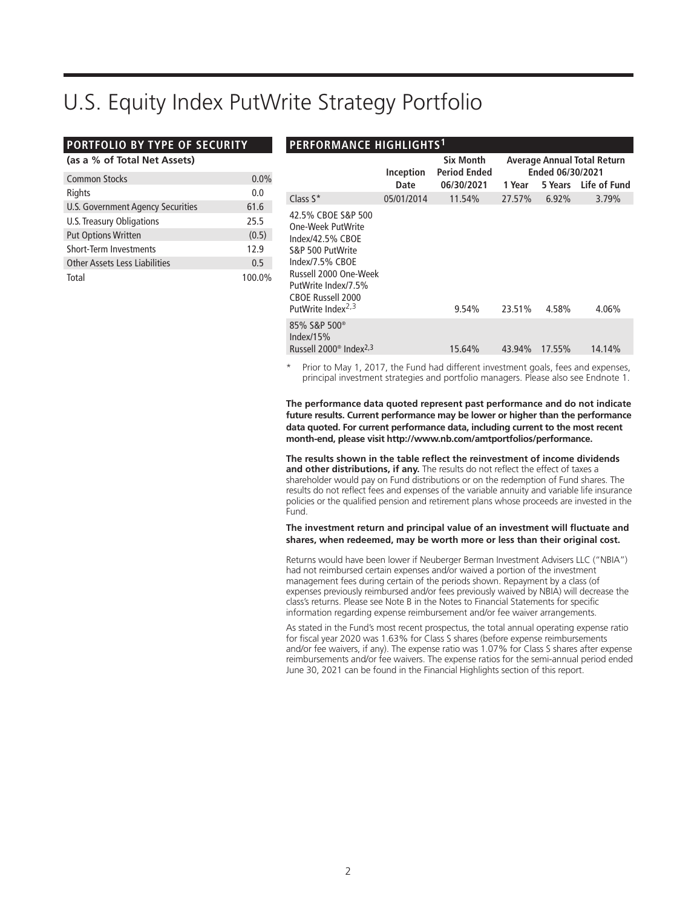# U.S. Equity Index PutWrite Strategy Portfolio

## PORTFOLIO BY TYPE OF SECURITY

**(as a % of Total Net Assets)**

| | |
|---|---|
| Common Stocks | 0.0% |
| Rights | 0.0 |
| U.S. Government Agency Securities | 61.6 |
| U.S. Treasury Obligations | 25.5 |
| Put Options Written | (0.5) |
| Short-Term Investments | 12.9 |
| Other Assets Less Liabilities | 0.5 |
| Total | 100.0% |

## PERFORMANCE HIGHLIGHTS[1]

| | Inception Date | Six Month Period Ended 06/30/2021 | Average Annual Total Return Ended 06/30/2021 | | |
|---|---|---|---|---|---|
| | | | 1 Year | 5 Years | Life of Fund |
| Class S* | 05/01/2014 | 11.54% | 27.57% | 6.92% | 3.79% |
| 42.5% CBOE S&P 500 One-Week PutWrite Index/42.5% CBOE S&P 500 PutWrite Index/7.5% CBOE Russell 2000 One-Week PutWrite Index/7.5% CBOE Russell 2000 PutWrite Index[2,3] | | 9.54% | 23.51% | 4.58% | 4.06% |
| 85% S&P 500® Index/15% Russell 2000® Index[2,3] | | 15.64% | 43.94% | 17.55% | 14.14% |

\* Prior to May 1, 2017, the Fund had different investment goals, fees and expenses, principal investment strategies and portfolio managers. Please also see Endnote 1.

**The performance data quoted represent past performance and do not indicate future results. Current performance may be lower or higher than the performance data quoted. For current performance data, including current to the most recent month-end, please visit http://www.nb.com/amtportfolios/performance.**

**The results shown in the table reflect the reinvestment of income dividends and other distributions, if any.** The results do not reflect the effect of taxes a shareholder would pay on Fund distributions or on the redemption of Fund shares. The results do not reflect fees and expenses of the variable annuity and variable life insurance policies or the qualified pension and retirement plans whose proceeds are invested in the Fund.

**The investment return and principal value of an investment will fluctuate and shares, when redeemed, may be worth more or less than their original cost.**

Returns would have been lower if Neuberger Berman Investment Advisers LLC ("NBIA") had not reimbursed certain expenses and/or waived a portion of the investment management fees during certain of the periods shown. Repayment by a class (of expenses previously reimbursed and/or fees previously waived by NBIA) will decrease the class's returns. Please see Note B in the Notes to Financial Statements for specific information regarding expense reimbursement and/or fee waiver arrangements.

As stated in the Fund's most recent prospectus, the total annual operating expense ratio for fiscal year 2020 was 1.63% for Class S shares (before expense reimbursements and/or fee waivers, if any). The expense ratio was 1.07% for Class S shares after expense reimbursements and/or fee waivers. The expense ratios for the semi-annual period ended June 30, 2021 can be found in the Financial Highlights section of this report.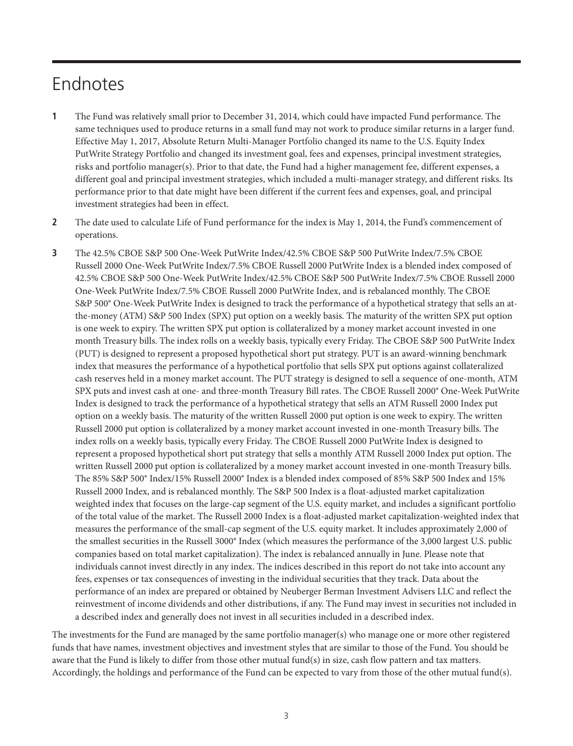# Endnotes

**1** The Fund was relatively small prior to December 31, 2014, which could have impacted Fund performance. The same techniques used to produce returns in a small fund may not work to produce similar returns in a larger fund. Effective May 1, 2017, Absolute Return Multi-Manager Portfolio changed its name to the U.S. Equity Index PutWrite Strategy Portfolio and changed its investment goal, fees and expenses, principal investment strategies, risks and portfolio manager(s). Prior to that date, the Fund had a higher management fee, different expenses, a different goal and principal investment strategies, which included a multi-manager strategy, and different risks. Its performance prior to that date might have been different if the current fees and expenses, goal, and principal investment strategies had been in effect.

**2** The date used to calculate Life of Fund performance for the index is May 1, 2014, the Fund's commencement of operations.

**3** The 42.5% CBOE S&P 500 One-Week PutWrite Index/42.5% CBOE S&P 500 PutWrite Index/7.5% CBOE Russell 2000 One-Week PutWrite Index/7.5% CBOE Russell 2000 PutWrite Index is a blended index composed of 42.5% CBOE S&P 500 One-Week PutWrite Index/42.5% CBOE S&P 500 PutWrite Index/7.5% CBOE Russell 2000 One-Week PutWrite Index/7.5% CBOE Russell 2000 PutWrite Index, and is rebalanced monthly. The CBOE S&P 500® One-Week PutWrite Index is designed to track the performance of a hypothetical strategy that sells an at-the-money (ATM) S&P 500 Index (SPX) put option on a weekly basis. The maturity of the written SPX put option is one week to expiry. The written SPX put option is collateralized by a money market account invested in one month Treasury bills. The index rolls on a weekly basis, typically every Friday. The CBOE S&P 500 PutWrite Index (PUT) is designed to represent a proposed hypothetical short put strategy. PUT is an award-winning benchmark index that measures the performance of a hypothetical portfolio that sells SPX put options against collateralized cash reserves held in a money market account. The PUT strategy is designed to sell a sequence of one-month, ATM SPX puts and invest cash at one- and three-month Treasury Bill rates. The CBOE Russell 2000® One-Week PutWrite Index is designed to track the performance of a hypothetical strategy that sells an ATM Russell 2000 Index put option on a weekly basis. The maturity of the written Russell 2000 put option is one week to expiry. The written Russell 2000 put option is collateralized by a money market account invested in one-month Treasury bills. The index rolls on a weekly basis, typically every Friday. The CBOE Russell 2000 PutWrite Index is designed to represent a proposed hypothetical short put strategy that sells a monthly ATM Russell 2000 Index put option. The written Russell 2000 put option is collateralized by a money market account invested in one-month Treasury bills. The 85% S&P 500® Index/15% Russell 2000® Index is a blended index composed of 85% S&P 500 Index and 15% Russell 2000 Index, and is rebalanced monthly. The S&P 500 Index is a float-adjusted market capitalization weighted index that focuses on the large-cap segment of the U.S. equity market, and includes a significant portfolio of the total value of the market. The Russell 2000 Index is a float-adjusted market capitalization-weighted index that measures the performance of the small-cap segment of the U.S. equity market. It includes approximately 2,000 of the smallest securities in the Russell 3000® Index (which measures the performance of the 3,000 largest U.S. public companies based on total market capitalization). The index is rebalanced annually in June. Please note that individuals cannot invest directly in any index. The indices described in this report do not take into account any fees, expenses or tax consequences of investing in the individual securities that they track. Data about the performance of an index are prepared or obtained by Neuberger Berman Investment Advisers LLC and reflect the reinvestment of income dividends and other distributions, if any. The Fund may invest in securities not included in a described index and generally does not invest in all securities included in a described index.

The investments for the Fund are managed by the same portfolio manager(s) who manage one or more other registered funds that have names, investment objectives and investment styles that are similar to those of the Fund. You should be aware that the Fund is likely to differ from those other mutual fund(s) in size, cash flow pattern and tax matters. Accordingly, the holdings and performance of the Fund can be expected to vary from those of the other mutual fund(s).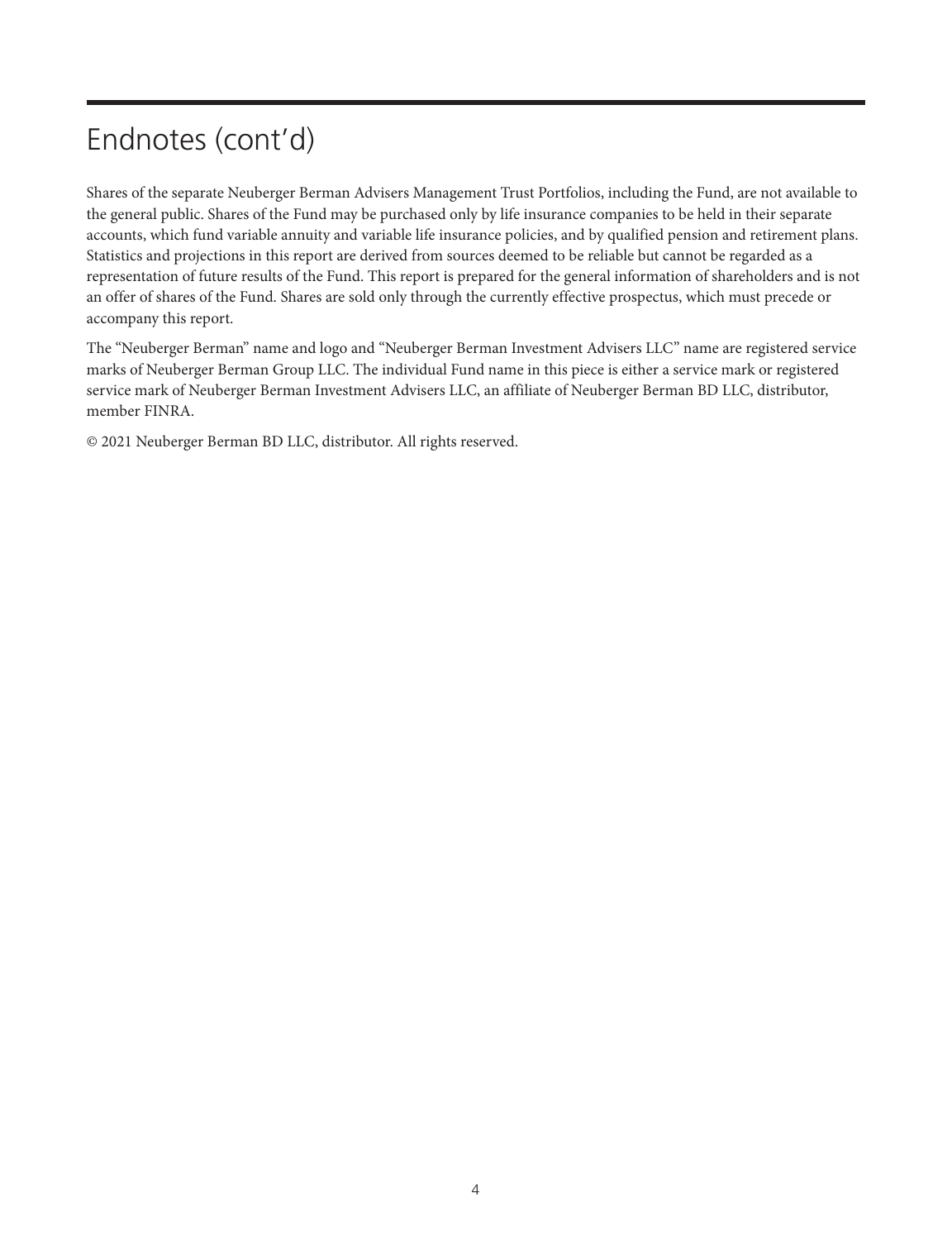# Endnotes (cont'd)

Shares of the separate Neuberger Berman Advisers Management Trust Portfolios, including the Fund, are not available to the general public. Shares of the Fund may be purchased only by life insurance companies to be held in their separate accounts, which fund variable annuity and variable life insurance policies, and by qualified pension and retirement plans. Statistics and projections in this report are derived from sources deemed to be reliable but cannot be regarded as a representation of future results of the Fund. This report is prepared for the general information of shareholders and is not an offer of shares of the Fund. Shares are sold only through the currently effective prospectus, which must precede or accompany this report.

The "Neuberger Berman" name and logo and "Neuberger Berman Investment Advisers LLC" name are registered service marks of Neuberger Berman Group LLC. The individual Fund name in this piece is either a service mark or registered service mark of Neuberger Berman Investment Advisers LLC, an affiliate of Neuberger Berman BD LLC, distributor, member FINRA.

© 2021 Neuberger Berman BD LLC, distributor. All rights reserved.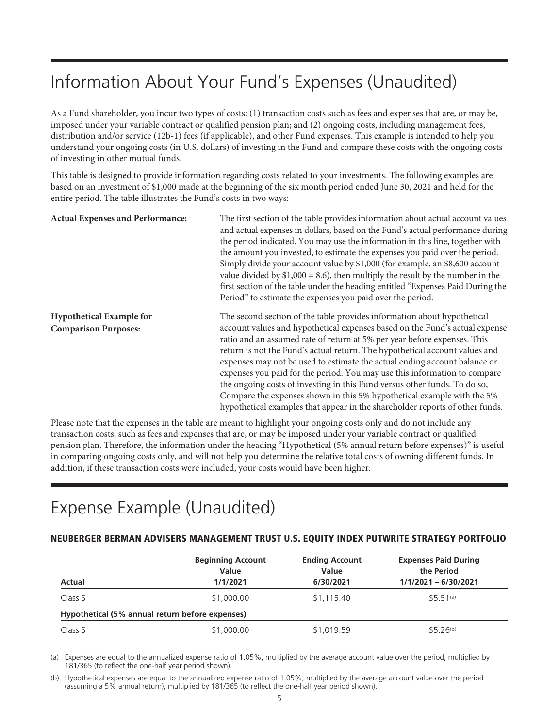# Information About Your Fund's Expenses (Unaudited)

As a Fund shareholder, you incur two types of costs: (1) transaction costs such as fees and expenses that are, or may be, imposed under your variable contract or qualified pension plan; and (2) ongoing costs, including management fees, distribution and/or service (12b-1) fees (if applicable), and other Fund expenses. This example is intended to help you understand your ongoing costs (in U.S. dollars) of investing in the Fund and compare these costs with the ongoing costs of investing in other mutual funds.

This table is designed to provide information regarding costs related to your investments. The following examples are based on an investment of $1,000 made at the beginning of the six month period ended June 30, 2021 and held for the entire period. The table illustrates the Fund's costs in two ways:

**Actual Expenses and Performance:** The first section of the table provides information about actual account values and actual expenses in dollars, based on the Fund's actual performance during the period indicated. You may use the information in this line, together with the amount you invested, to estimate the expenses you paid over the period. Simply divide your account value by $1,000 (for example, an $8,600 account value divided by $1,000 = 8.6), then multiply the result by the number in the first section of the table under the heading entitled "Expenses Paid During the Period" to estimate the expenses you paid over the period.

**Hypothetical Example for Comparison Purposes:** The second section of the table provides information about hypothetical account values and hypothetical expenses based on the Fund's actual expense ratio and an assumed rate of return at 5% per year before expenses. This return is not the Fund's actual return. The hypothetical account values and expenses may not be used to estimate the actual ending account balance or expenses you paid for the period. You may use this information to compare the ongoing costs of investing in this Fund versus other funds. To do so, Compare the expenses shown in this 5% hypothetical example with the 5% hypothetical examples that appear in the shareholder reports of other funds.

Please note that the expenses in the table are meant to highlight your ongoing costs only and do not include any transaction costs, such as fees and expenses that are, or may be imposed under your variable contract or qualified pension plan. Therefore, the information under the heading "Hypothetical (5% annual return before expenses)" is useful in comparing ongoing costs only, and will not help you determine the relative total costs of owning different funds. In addition, if these transaction costs were included, your costs would have been higher.

# Expense Example (Unaudited)

### NEUBERGER BERMAN ADVISERS MANAGEMENT TRUST U.S. EQUITY INDEX PUTWRITE STRATEGY PORTFOLIO

| Actual | Beginning Account Value 1/1/2021 | Ending Account Value 6/30/2021 | Expenses Paid During the Period 1/1/2021 – 6/30/2021 |
|---|---|---|---|
| Class S | $1,000.00 | $1,115.40 | $5.51[(a)] |
| **Hypothetical (5% annual return before expenses)** | | | |
| Class S | $1,000.00 | $1,019.59 | $5.26[(b)] |

(a) Expenses are equal to the annualized expense ratio of 1.05%, multiplied by the average account value over the period, multiplied by 181/365 (to reflect the one-half year period shown).

(b) Hypothetical expenses are equal to the annualized expense ratio of 1.05%, multiplied by the average account value over the period (assuming a 5% annual return), multiplied by 181/365 (to reflect the one-half year period shown).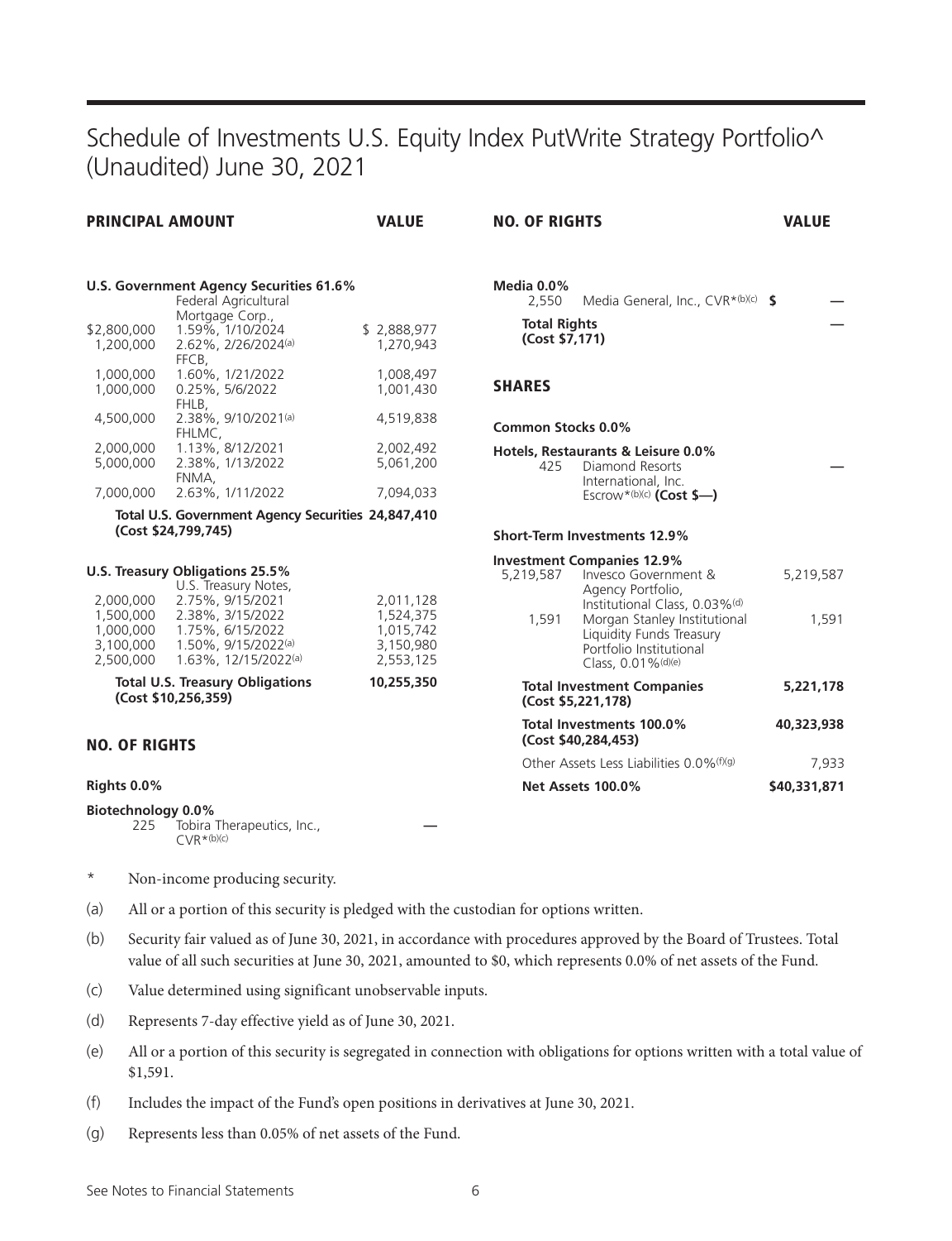# Schedule of Investments U.S. Equity Index PutWrite Strategy Portfolio^ (Unaudited) June 30, 2021

| PRINCIPAL AMOUNT | | VALUE |
|---|---|---|
| **U.S. Government Agency Securities 61.6%** | | |
| | Federal Agricultural Mortgage Corp., | |
| $2,800,000 | 1.59%, 1/10/2024 | $ 2,888,977 |
| 1,200,000 | 2.62%, 2/26/2024[(a)] | 1,270,943 |
| | FFCB, | |
| 1,000,000 | 1.60%, 1/21/2022 | 1,008,497 |
| 1,000,000 | 0.25%, 5/6/2022 | 1,001,430 |
| | FHLB, | |
| 4,500,000 | 2.38%, 9/10/2021[(a)] | 4,519,838 |
| | FHLMC, | |
| 2,000,000 | 1.13%, 8/12/2021 | 2,002,492 |
| 5,000,000 | 2.38%, 1/13/2022 | 5,061,200 |
| | FNMA, | |
| 7,000,000 | 2.63%, 1/11/2022 | 7,094,033 |
| **Total U.S. Government Agency Securities (Cost $24,799,745)** | | **24,847,410** |
| **U.S. Treasury Obligations 25.5%** | | |
| | U.S. Treasury Notes, | |
| 2,000,000 | 2.75%, 9/15/2021 | 2,011,128 |
| 1,500,000 | 2.38%, 3/15/2022 | 1,524,375 |
| 1,000,000 | 1.75%, 6/15/2022 | 1,015,742 |
| 3,100,000 | 1.50%, 9/15/2022[(a)] | 3,150,980 |
| 2,500,000 | 1.63%, 12/15/2022[(a)] | 2,553,125 |
| **Total U.S. Treasury Obligations (Cost $10,256,359)** | | **10,255,350** |

| NO. OF RIGHTS | | VALUE |
|---|---|---|
| **Rights 0.0%** | | |
| **Biotechnology 0.0%** | | |
| 225 | Tobira Therapeutics, Inc., CVR*[(b)(c)] | — |
| **Media 0.0%** | | |
| 2,550 | Media General, Inc., CVR*[(b)(c)] | $ — |
| **Total Rights (Cost $7,171)** | | — |

| SHARES | | VALUE |
|---|---|---|
| **Common Stocks 0.0%** | | |
| **Hotels, Restaurants & Leisure 0.0%** | | |
| 425 | Diamond Resorts International, Inc. Escrow*[(b)(c)] **(Cost $—)** | — |
| **Short-Term Investments 12.9%** | | |
| **Investment Companies 12.9%** | | |
| 5,219,587 | Invesco Government & Agency Portfolio, Institutional Class, 0.03%[(d)] | 5,219,587 |
| 1,591 | Morgan Stanley Institutional Liquidity Funds Treasury Portfolio Institutional Class, 0.01%[(d)(e)] | 1,591 |
| **Total Investment Companies (Cost $5,221,178)** | | **5,221,178** |
| **Total Investments 100.0% (Cost $40,284,453)** | | **40,323,938** |
| Other Assets Less Liabilities 0.0%[(f)(g)] | | 7,933 |
| **Net Assets 100.0%** | | **$40,331,871** |

\* Non-income producing security.

(a) All or a portion of this security is pledged with the custodian for options written.

(b) Security fair valued as of June 30, 2021, in accordance with procedures approved by the Board of Trustees. Total value of all such securities at June 30, 2021, amounted to $0, which represents 0.0% of net assets of the Fund.

(c) Value determined using significant unobservable inputs.

(d) Represents 7-day effective yield as of June 30, 2021.

(e) All or a portion of this security is segregated in connection with obligations for options written with a total value of $1,591.

(f) Includes the impact of the Fund's open positions in derivatives at June 30, 2021.

(g) Represents less than 0.05% of net assets of the Fund.

See Notes to Financial Statements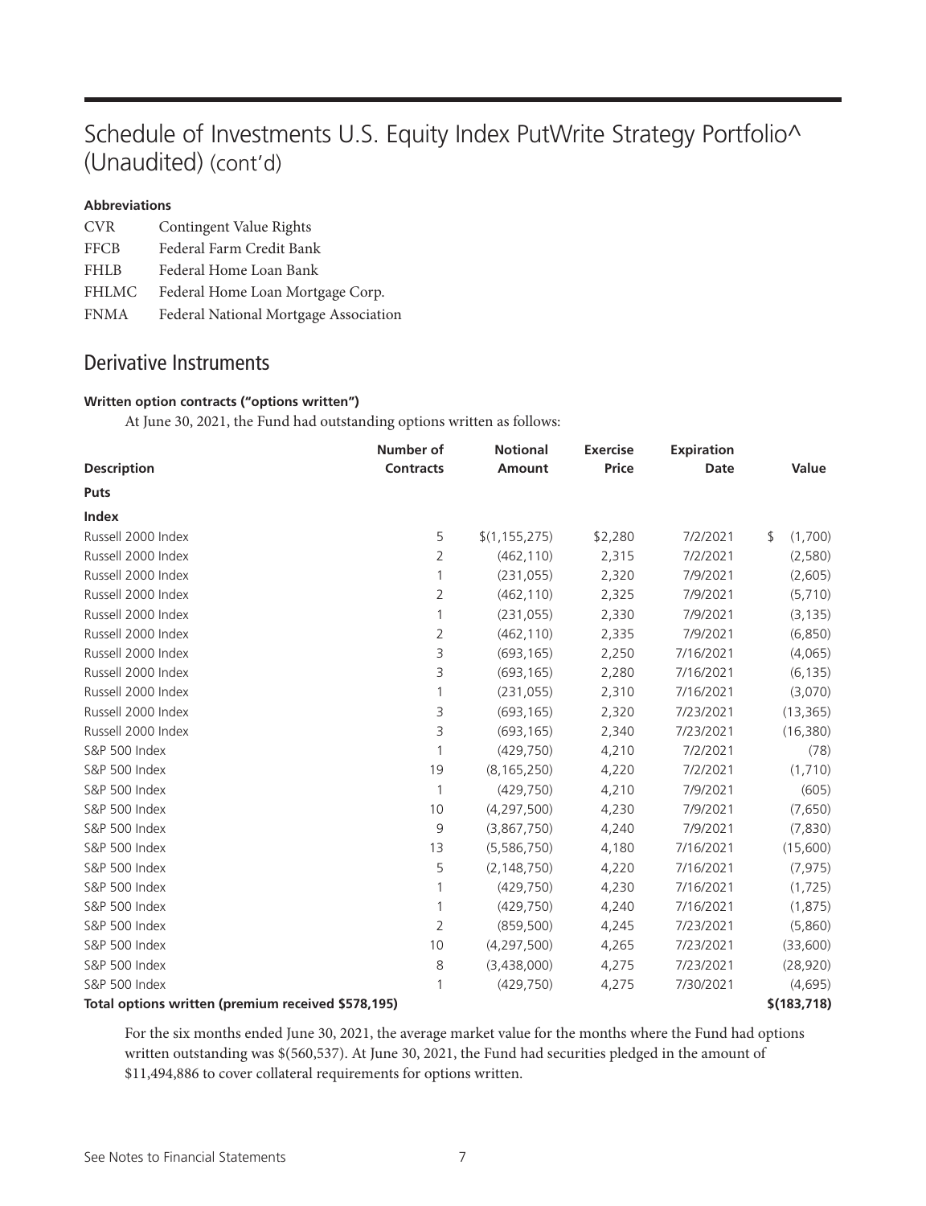# Schedule of Investments U.S. Equity Index PutWrite Strategy Portfolio^ (Unaudited) (cont'd)

**Abbreviations**

| | |
|---|---|
| CVR | Contingent Value Rights |
| FFCB | Federal Farm Credit Bank |
| FHLB | Federal Home Loan Bank |
| FHLMC | Federal Home Loan Mortgage Corp. |
| FNMA | Federal National Mortgage Association |

## Derivative Instruments

**Written option contracts ("options written")**

At June 30, 2021, the Fund had outstanding options written as follows:

| Description | Number of Contracts | Notional Amount | Exercise Price | Expiration Date | Value |
|---|---|---|---|---|---|
| **Puts** | | | | | |
| **Index** | | | | | |
| Russell 2000 Index | 5 | $(1,155,275) | $2,280 | 7/2/2021 | $ (1,700) |
| Russell 2000 Index | 2 | (462,110) | 2,315 | 7/2/2021 | (2,580) |
| Russell 2000 Index | 1 | (231,055) | 2,320 | 7/9/2021 | (2,605) |
| Russell 2000 Index | 2 | (462,110) | 2,325 | 7/9/2021 | (5,710) |
| Russell 2000 Index | 1 | (231,055) | 2,330 | 7/9/2021 | (3,135) |
| Russell 2000 Index | 2 | (462,110) | 2,335 | 7/9/2021 | (6,850) |
| Russell 2000 Index | 3 | (693,165) | 2,250 | 7/16/2021 | (4,065) |
| Russell 2000 Index | 3 | (693,165) | 2,280 | 7/16/2021 | (6,135) |
| Russell 2000 Index | 1 | (231,055) | 2,310 | 7/16/2021 | (3,070) |
| Russell 2000 Index | 3 | (693,165) | 2,320 | 7/23/2021 | (13,365) |
| Russell 2000 Index | 3 | (693,165) | 2,340 | 7/23/2021 | (16,380) |
| S&P 500 Index | 1 | (429,750) | 4,210 | 7/2/2021 | (78) |
| S&P 500 Index | 19 | (8,165,250) | 4,220 | 7/2/2021 | (1,710) |
| S&P 500 Index | 1 | (429,750) | 4,210 | 7/9/2021 | (605) |
| S&P 500 Index | 10 | (4,297,500) | 4,230 | 7/9/2021 | (7,650) |
| S&P 500 Index | 9 | (3,867,750) | 4,240 | 7/9/2021 | (7,830) |
| S&P 500 Index | 13 | (5,586,750) | 4,180 | 7/16/2021 | (15,600) |
| S&P 500 Index | 5 | (2,148,750) | 4,220 | 7/16/2021 | (7,975) |
| S&P 500 Index | 1 | (429,750) | 4,230 | 7/16/2021 | (1,725) |
| S&P 500 Index | 1 | (429,750) | 4,240 | 7/16/2021 | (1,875) |
| S&P 500 Index | 2 | (859,500) | 4,245 | 7/23/2021 | (5,860) |
| S&P 500 Index | 10 | (4,297,500) | 4,265 | 7/23/2021 | (33,600) |
| S&P 500 Index | 8 | (3,438,000) | 4,275 | 7/23/2021 | (28,920) |
| S&P 500 Index | 1 | (429,750) | 4,275 | 7/30/2021 | (4,695) |
| **Total options written (premium received $578,195)** | | | | | **$(183,718)** |

For the six months ended June 30, 2021, the average market value for the months where the Fund had options written outstanding was $(560,537). At June 30, 2021, the Fund had securities pledged in the amount of $11,494,886 to cover collateral requirements for options written.

See Notes to Financial Statements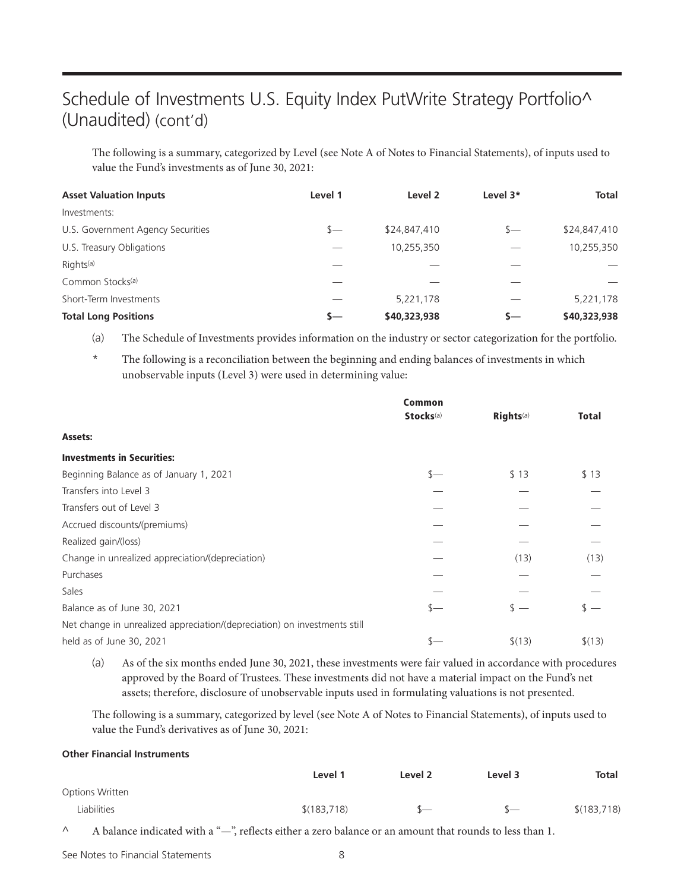# Schedule of Investments U.S. Equity Index PutWrite Strategy Portfolio^ (Unaudited) (cont'd)

The following is a summary, categorized by Level (see Note A of Notes to Financial Statements), of inputs used to value the Fund's investments as of June 30, 2021:

| Asset Valuation Inputs | Level 1 | Level 2 | Level 3* | Total |
|---|---|---|---|---|
| Investments: | | | | |
| U.S. Government Agency Securities | $— | $24,847,410 | $— | $24,847,410 |
| U.S. Treasury Obligations | — | 10,255,350 | — | 10,255,350 |
| Rights[(a)] | — | — | — | — |
| Common Stocks[(a)] | — | — | — | — |
| Short-Term Investments | — | 5,221,178 | — | 5,221,178 |
| **Total Long Positions** | **$—** | **$40,323,938** | **$—** | **$40,323,938** |

(a) The Schedule of Investments provides information on the industry or sector categorization for the portfolio.

\* The following is a reconciliation between the beginning and ending balances of investments in which unobservable inputs (Level 3) were used in determining value:

| | Common Stocks[(a)] | Rights[(a)] | Total |
|---|---|---|---|
| **Assets:** | | | |
| **Investments in Securities:** | | | |
| Beginning Balance as of January 1, 2021 | $— | $ 13 | $ 13 |
| Transfers into Level 3 | — | — | — |
| Transfers out of Level 3 | — | — | — |
| Accrued discounts/(premiums) | — | — | — |
| Realized gain/(loss) | — | — | — |
| Change in unrealized appreciation/(depreciation) | — | (13) | (13) |
| Purchases | — | — | — |
| Sales | — | — | — |
| Balance as of June 30, 2021 | $— | $ — | $ — |
| Net change in unrealized appreciation/(depreciation) on investments still held as of June 30, 2021 | $— | $(13) | $(13) |

(a) As of the six months ended June 30, 2021, these investments were fair valued in accordance with procedures approved by the Board of Trustees. These investments did not have a material impact on the Fund's net assets; therefore, disclosure of unobservable inputs used in formulating valuations is not presented.

The following is a summary, categorized by level (see Note A of Notes to Financial Statements), of inputs used to value the Fund's derivatives as of June 30, 2021:

**Other Financial Instruments**

| | Level 1 | Level 2 | Level 3 | Total |
|---|---|---|---|---|
| Options Written | | | | |
| Liabilities | $(183,718) | $— | $— | $(183,718) |

^ A balance indicated with a "—", reflects either a zero balance or an amount that rounds to less than 1.

See Notes to Financial Statements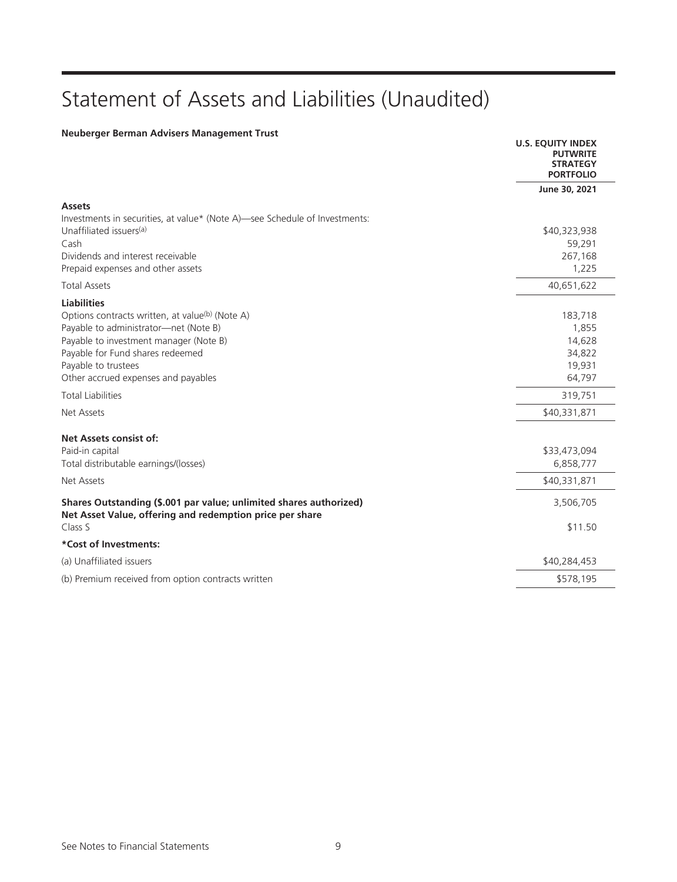# Statement of Assets and Liabilities (Unaudited)

**Neuberger Berman Advisers Management Trust**

| | **U.S. EQUITY INDEX PUTWRITE STRATEGY PORTFOLIO** |
|---|---|
| | **June 30, 2021** |
| **Assets** | |
| Investments in securities, at value* (Note A)—see Schedule of Investments: | |
| Unaffiliated issuers[(a)] | $40,323,938 |
| Cash | 59,291 |
| Dividends and interest receivable | 267,168 |
| Prepaid expenses and other assets | 1,225 |
| Total Assets | 40,651,622 |
| **Liabilities** | |
| Options contracts written, at value[(b)] (Note A) | 183,718 |
| Payable to administrator—net (Note B) | 1,855 |
| Payable to investment manager (Note B) | 14,628 |
| Payable for Fund shares redeemed | 34,822 |
| Payable to trustees | 19,931 |
| Other accrued expenses and payables | 64,797 |
| Total Liabilities | 319,751 |
| Net Assets | $40,331,871 |
| **Net Assets consist of:** | |
| Paid-in capital | $33,473,094 |
| Total distributable earnings/(losses) | 6,858,777 |
| Net Assets | $40,331,871 |
| **Shares Outstanding ($.001 par value; unlimited shares authorized)** | 3,506,705 |
| **Net Asset Value, offering and redemption price per share** | |
| Class S | $11.50 |
| ***Cost of Investments:** | |
| (a) Unaffiliated issuers | $40,284,453 |
| (b) Premium received from option contracts written | $578,195 |

See Notes to Financial Statements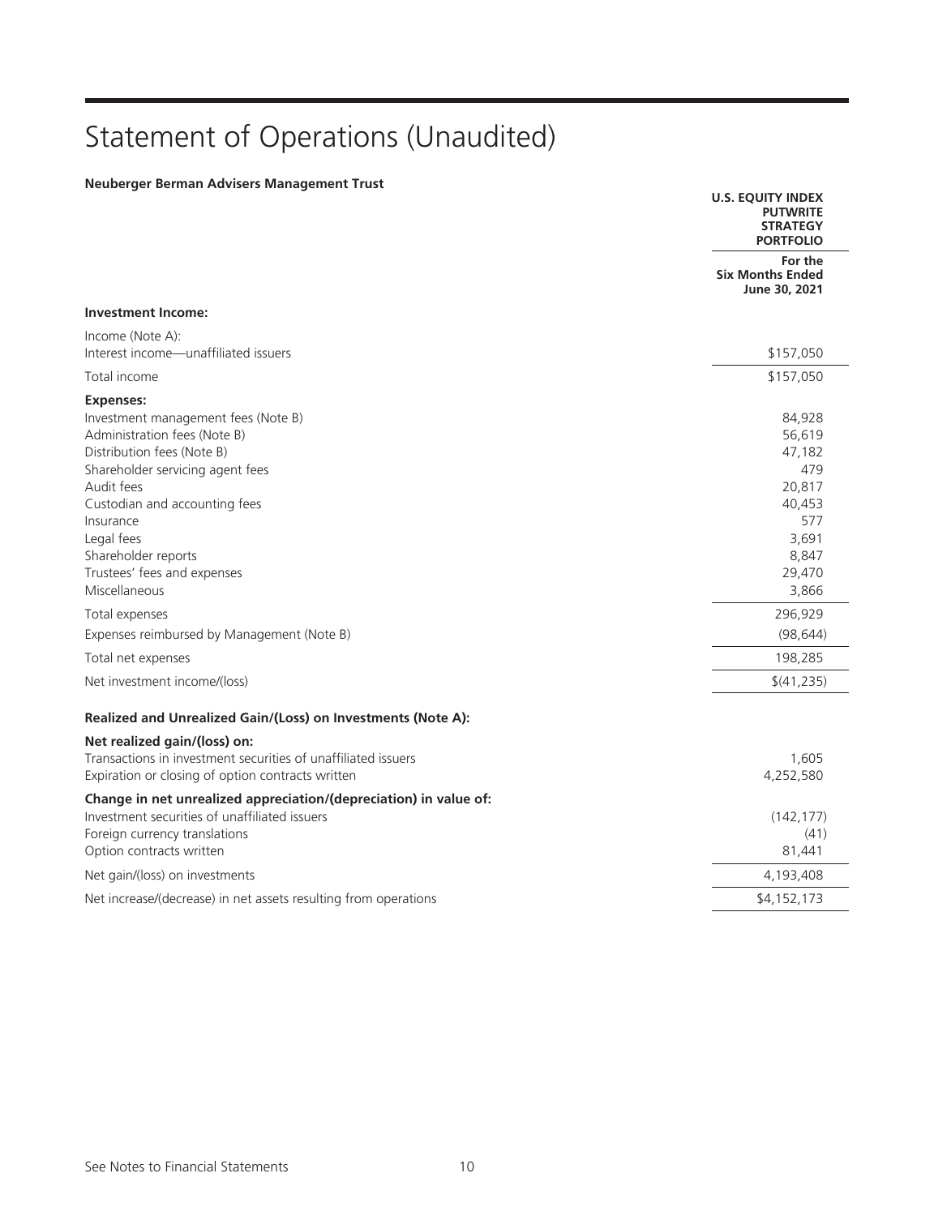# Statement of Operations (Unaudited)

**Neuberger Berman Advisers Management Trust**

| | **U.S. EQUITY INDEX PUTWRITE STRATEGY PORTFOLIO** |
|---|---|
| | **For the Six Months Ended June 30, 2021** |
| **Investment Income:** | |
| Income (Note A): | |
| Interest income—unaffiliated issuers | $157,050 |
| Total income | $157,050 |
| **Expenses:** | |
| Investment management fees (Note B) | 84,928 |
| Administration fees (Note B) | 56,619 |
| Distribution fees (Note B) | 47,182 |
| Shareholder servicing agent fees | 479 |
| Audit fees | 20,817 |
| Custodian and accounting fees | 40,453 |
| Insurance | 577 |
| Legal fees | 3,691 |
| Shareholder reports | 8,847 |
| Trustees' fees and expenses | 29,470 |
| Miscellaneous | 3,866 |
| Total expenses | 296,929 |
| Expenses reimbursed by Management (Note B) | (98,644) |
| Total net expenses | 198,285 |
| Net investment income/(loss) | $(41,235) |
| **Realized and Unrealized Gain/(Loss) on Investments (Note A):** | |
| **Net realized gain/(loss) on:** | |
| Transactions in investment securities of unaffiliated issuers | 1,605 |
| Expiration or closing of option contracts written | 4,252,580 |
| **Change in net unrealized appreciation/(depreciation) in value of:** | |
| Investment securities of unaffiliated issuers | (142,177) |
| Foreign currency translations | (41) |
| Option contracts written | 81,441 |
| Net gain/(loss) on investments | 4,193,408 |
| Net increase/(decrease) in net assets resulting from operations | $4,152,173 |

See Notes to Financial Statements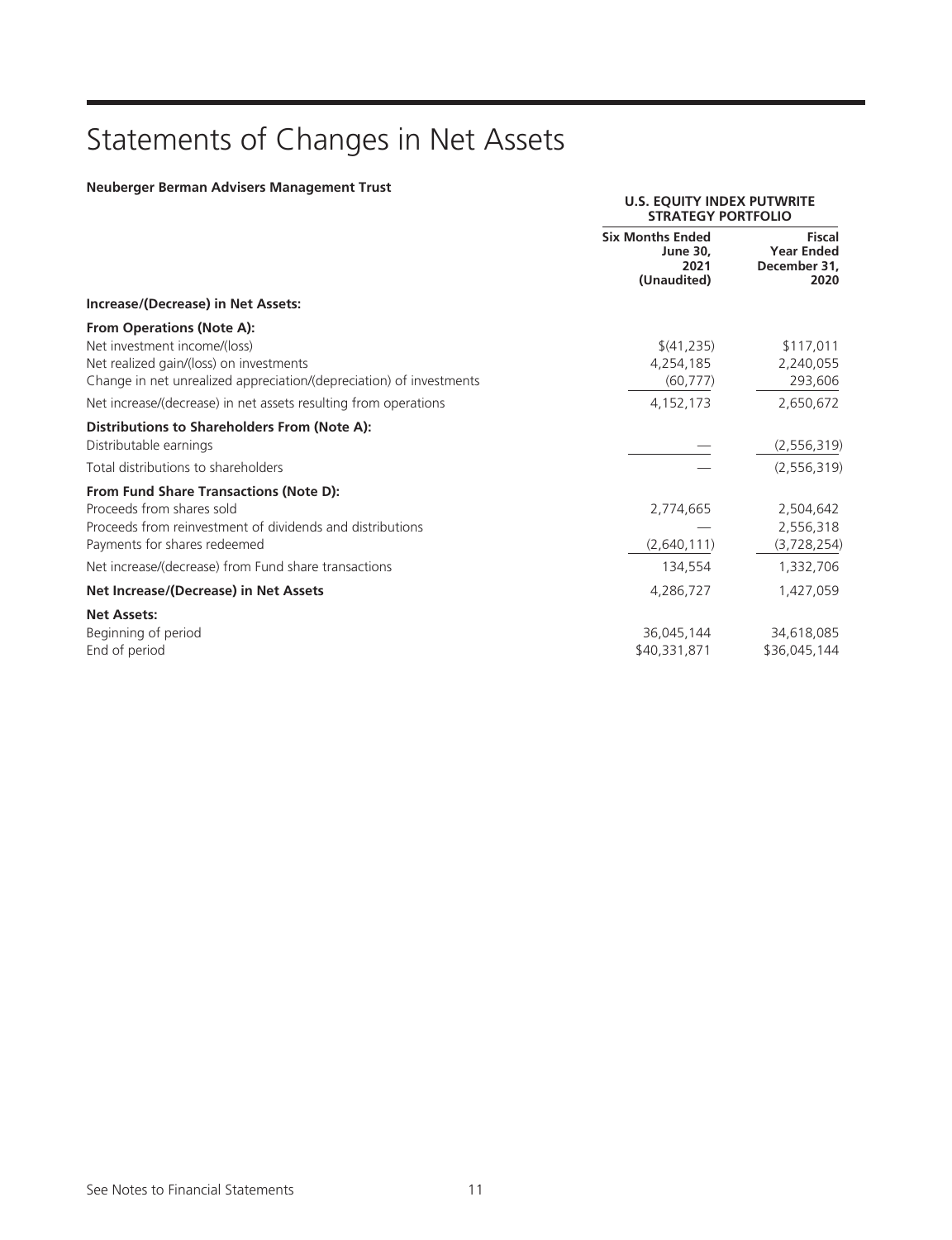# Statements of Changes in Net Assets

**Neuberger Berman Advisers Management Trust**

| | U.S. EQUITY INDEX PUTWRITE STRATEGY PORTFOLIO | |
|---|---|---|
| | **Six Months Ended June 30, 2021 (Unaudited)** | **Fiscal Year Ended December 31, 2020** |
| **Increase/(Decrease) in Net Assets:** | | |
| **From Operations (Note A):** | | |
| Net investment income/(loss) | $(41,235) | $117,011 |
| Net realized gain/(loss) on investments | 4,254,185 | 2,240,055 |
| Change in net unrealized appreciation/(depreciation) of investments | (60,777) | 293,606 |
| Net increase/(decrease) in net assets resulting from operations | 4,152,173 | 2,650,672 |
| **Distributions to Shareholders From (Note A):** | | |
| Distributable earnings | — | (2,556,319) |
| Total distributions to shareholders | — | (2,556,319) |
| **From Fund Share Transactions (Note D):** | | |
| Proceeds from shares sold | 2,774,665 | 2,504,642 |
| Proceeds from reinvestment of dividends and distributions | — | 2,556,318 |
| Payments for shares redeemed | (2,640,111) | (3,728,254) |
| Net increase/(decrease) from Fund share transactions | 134,554 | 1,332,706 |
| **Net Increase/(Decrease) in Net Assets** | 4,286,727 | 1,427,059 |
| **Net Assets:** | | |
| Beginning of period | 36,045,144 | 34,618,085 |
| End of period | $40,331,871 | $36,045,144 |

See Notes to Financial Statements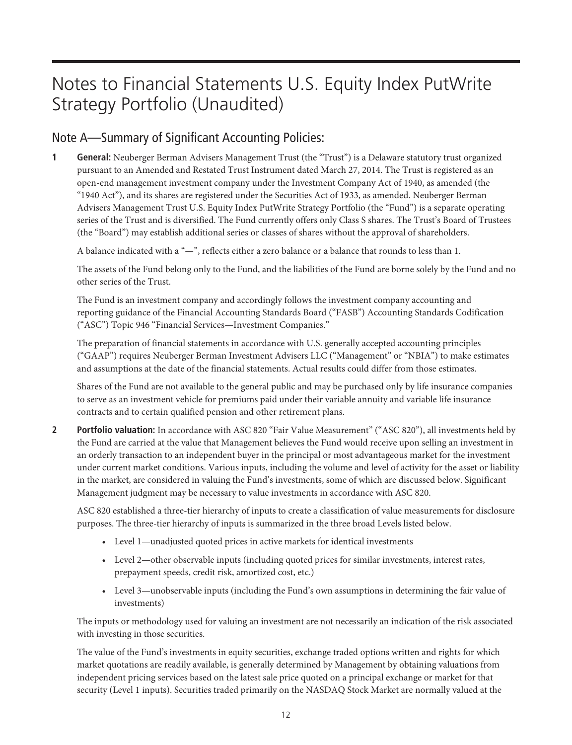# Notes to Financial Statements U.S. Equity Index PutWrite Strategy Portfolio (Unaudited)

## Note A—Summary of Significant Accounting Policies:

**1 General:** Neuberger Berman Advisers Management Trust (the "Trust") is a Delaware statutory trust organized pursuant to an Amended and Restated Trust Instrument dated March 27, 2014. The Trust is registered as an open-end management investment company under the Investment Company Act of 1940, as amended (the "1940 Act"), and its shares are registered under the Securities Act of 1933, as amended. Neuberger Berman Advisers Management Trust U.S. Equity Index PutWrite Strategy Portfolio (the "Fund") is a separate operating series of the Trust and is diversified. The Fund currently offers only Class S shares. The Trust's Board of Trustees (the "Board") may establish additional series or classes of shares without the approval of shareholders.

A balance indicated with a "—", reflects either a zero balance or a balance that rounds to less than 1.

The assets of the Fund belong only to the Fund, and the liabilities of the Fund are borne solely by the Fund and no other series of the Trust.

The Fund is an investment company and accordingly follows the investment company accounting and reporting guidance of the Financial Accounting Standards Board ("FASB") Accounting Standards Codification ("ASC") Topic 946 "Financial Services—Investment Companies."

The preparation of financial statements in accordance with U.S. generally accepted accounting principles ("GAAP") requires Neuberger Berman Investment Advisers LLC ("Management" or "NBIA") to make estimates and assumptions at the date of the financial statements. Actual results could differ from those estimates.

Shares of the Fund are not available to the general public and may be purchased only by life insurance companies to serve as an investment vehicle for premiums paid under their variable annuity and variable life insurance contracts and to certain qualified pension and other retirement plans.

**2 Portfolio valuation:** In accordance with ASC 820 "Fair Value Measurement" ("ASC 820"), all investments held by the Fund are carried at the value that Management believes the Fund would receive upon selling an investment in an orderly transaction to an independent buyer in the principal or most advantageous market for the investment under current market conditions. Various inputs, including the volume and level of activity for the asset or liability in the market, are considered in valuing the Fund's investments, some of which are discussed below. Significant Management judgment may be necessary to value investments in accordance with ASC 820.

ASC 820 established a three-tier hierarchy of inputs to create a classification of value measurements for disclosure purposes. The three-tier hierarchy of inputs is summarized in the three broad Levels listed below.

- Level 1—unadjusted quoted prices in active markets for identical investments
- Level 2—other observable inputs (including quoted prices for similar investments, interest rates, prepayment speeds, credit risk, amortized cost, etc.)
- Level 3—unobservable inputs (including the Fund's own assumptions in determining the fair value of investments)

The inputs or methodology used for valuing an investment are not necessarily an indication of the risk associated with investing in those securities.

The value of the Fund's investments in equity securities, exchange traded options written and rights for which market quotations are readily available, is generally determined by Management by obtaining valuations from independent pricing services based on the latest sale price quoted on a principal exchange or market for that security (Level 1 inputs). Securities traded primarily on the NASDAQ Stock Market are normally valued at the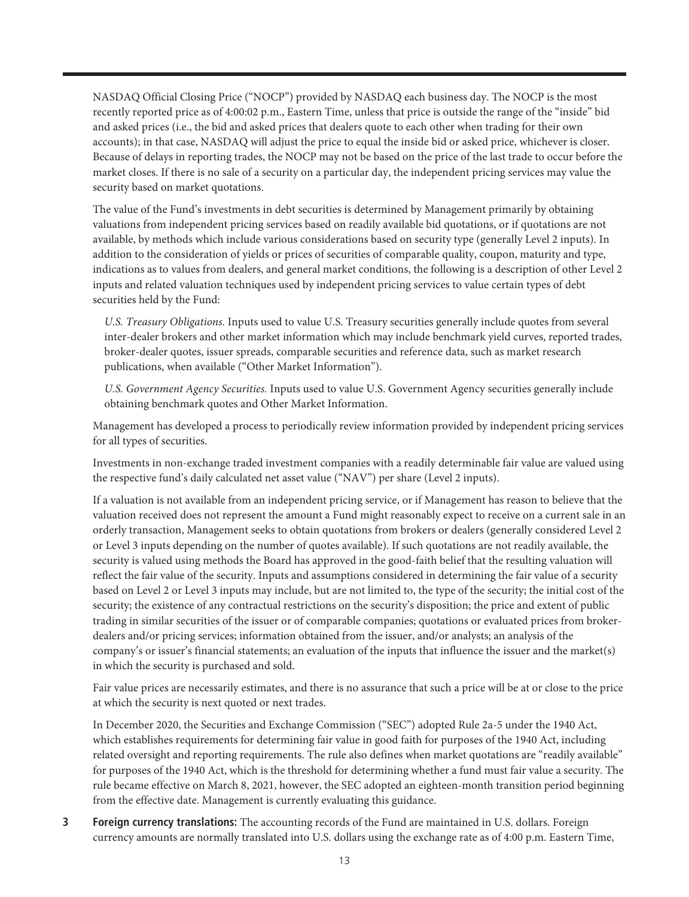NASDAQ Official Closing Price ("NOCP") provided by NASDAQ each business day. The NOCP is the most recently reported price as of 4:00:02 p.m., Eastern Time, unless that price is outside the range of the "inside" bid and asked prices (i.e., the bid and asked prices that dealers quote to each other when trading for their own accounts); in that case, NASDAQ will adjust the price to equal the inside bid or asked price, whichever is closer. Because of delays in reporting trades, the NOCP may not be based on the price of the last trade to occur before the market closes. If there is no sale of a security on a particular day, the independent pricing services may value the security based on market quotations.

The value of the Fund's investments in debt securities is determined by Management primarily by obtaining valuations from independent pricing services based on readily available bid quotations, or if quotations are not available, by methods which include various considerations based on security type (generally Level 2 inputs). In addition to the consideration of yields or prices of securities of comparable quality, coupon, maturity and type, indications as to values from dealers, and general market conditions, the following is a description of other Level 2 inputs and related valuation techniques used by independent pricing services to value certain types of debt securities held by the Fund:

*U.S. Treasury Obligations.* Inputs used to value U.S. Treasury securities generally include quotes from several inter-dealer brokers and other market information which may include benchmark yield curves, reported trades, broker-dealer quotes, issuer spreads, comparable securities and reference data, such as market research publications, when available ("Other Market Information").

*U.S. Government Agency Securities.* Inputs used to value U.S. Government Agency securities generally include obtaining benchmark quotes and Other Market Information.

Management has developed a process to periodically review information provided by independent pricing services for all types of securities.

Investments in non-exchange traded investment companies with a readily determinable fair value are valued using the respective fund's daily calculated net asset value ("NAV") per share (Level 2 inputs).

If a valuation is not available from an independent pricing service, or if Management has reason to believe that the valuation received does not represent the amount a Fund might reasonably expect to receive on a current sale in an orderly transaction, Management seeks to obtain quotations from brokers or dealers (generally considered Level 2 or Level 3 inputs depending on the number of quotes available). If such quotations are not readily available, the security is valued using methods the Board has approved in the good-faith belief that the resulting valuation will reflect the fair value of the security. Inputs and assumptions considered in determining the fair value of a security based on Level 2 or Level 3 inputs may include, but are not limited to, the type of the security; the initial cost of the security; the existence of any contractual restrictions on the security's disposition; the price and extent of public trading in similar securities of the issuer or of comparable companies; quotations or evaluated prices from broker-dealers and/or pricing services; information obtained from the issuer, and/or analysts; an analysis of the company's or issuer's financial statements; an evaluation of the inputs that influence the issuer and the market(s) in which the security is purchased and sold.

Fair value prices are necessarily estimates, and there is no assurance that such a price will be at or close to the price at which the security is next quoted or next trades.

In December 2020, the Securities and Exchange Commission ("SEC") adopted Rule 2a-5 under the 1940 Act, which establishes requirements for determining fair value in good faith for purposes of the 1940 Act, including related oversight and reporting requirements. The rule also defines when market quotations are "readily available" for purposes of the 1940 Act, which is the threshold for determining whether a fund must fair value a security. The rule became effective on March 8, 2021, however, the SEC adopted an eighteen-month transition period beginning from the effective date. Management is currently evaluating this guidance.

**3 Foreign currency translations:** The accounting records of the Fund are maintained in U.S. dollars. Foreign currency amounts are normally translated into U.S. dollars using the exchange rate as of 4:00 p.m. Eastern Time,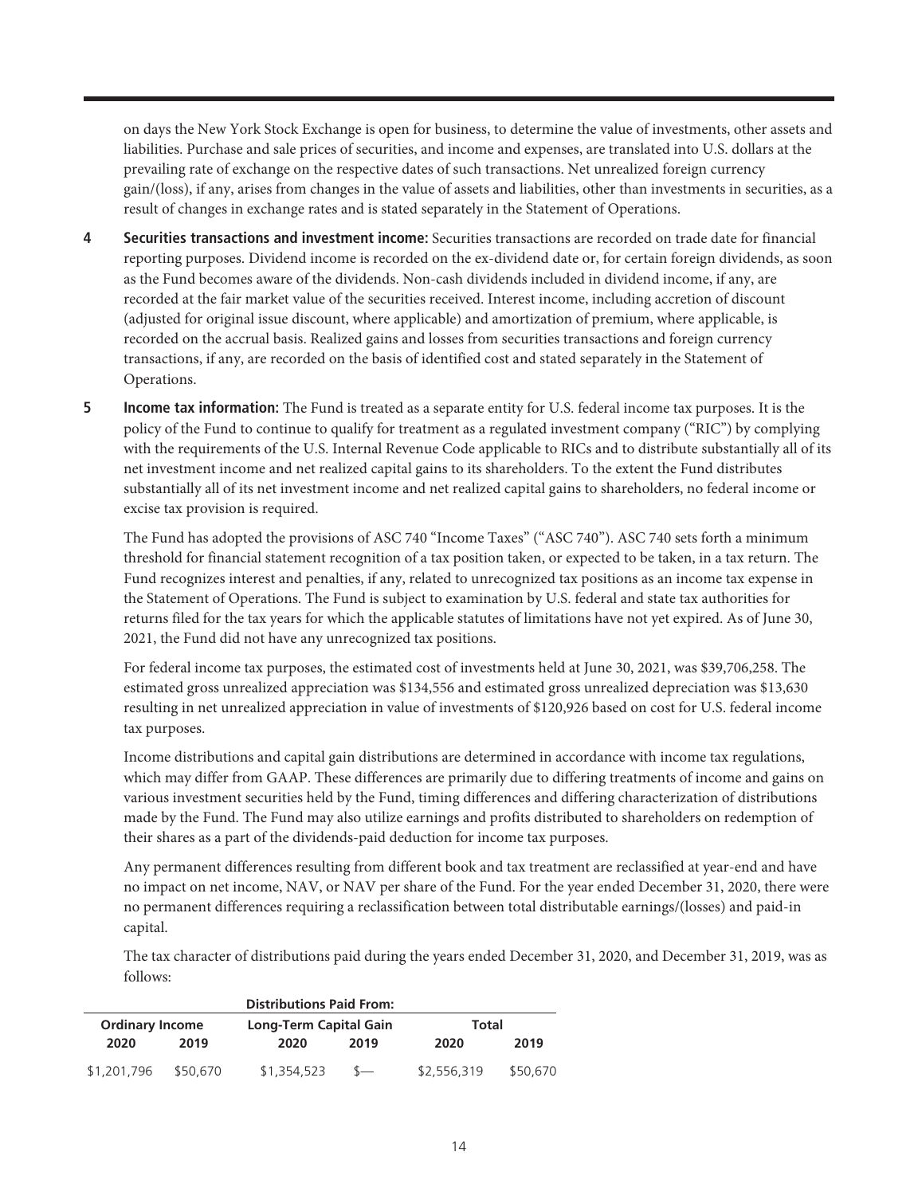on days the New York Stock Exchange is open for business, to determine the value of investments, other assets and liabilities. Purchase and sale prices of securities, and income and expenses, are translated into U.S. dollars at the prevailing rate of exchange on the respective dates of such transactions. Net unrealized foreign currency gain/(loss), if any, arises from changes in the value of assets and liabilities, other than investments in securities, as a result of changes in exchange rates and is stated separately in the Statement of Operations.

4 **Securities transactions and investment income:** Securities transactions are recorded on trade date for financial reporting purposes. Dividend income is recorded on the ex-dividend date or, for certain foreign dividends, as soon as the Fund becomes aware of the dividends. Non-cash dividends included in dividend income, if any, are recorded at the fair market value of the securities received. Interest income, including accretion of discount (adjusted for original issue discount, where applicable) and amortization of premium, where applicable, is recorded on the accrual basis. Realized gains and losses from securities transactions and foreign currency transactions, if any, are recorded on the basis of identified cost and stated separately in the Statement of Operations.

5 **Income tax information:** The Fund is treated as a separate entity for U.S. federal income tax purposes. It is the policy of the Fund to continue to qualify for treatment as a regulated investment company ("RIC") by complying with the requirements of the U.S. Internal Revenue Code applicable to RICs and to distribute substantially all of its net investment income and net realized capital gains to its shareholders. To the extent the Fund distributes substantially all of its net investment income and net realized capital gains to shareholders, no federal income or excise tax provision is required.

The Fund has adopted the provisions of ASC 740 "Income Taxes" ("ASC 740"). ASC 740 sets forth a minimum threshold for financial statement recognition of a tax position taken, or expected to be taken, in a tax return. The Fund recognizes interest and penalties, if any, related to unrecognized tax positions as an income tax expense in the Statement of Operations. The Fund is subject to examination by U.S. federal and state tax authorities for returns filed for the tax years for which the applicable statutes of limitations have not yet expired. As of June 30, 2021, the Fund did not have any unrecognized tax positions.

For federal income tax purposes, the estimated cost of investments held at June 30, 2021, was $39,706,258. The estimated gross unrealized appreciation was $134,556 and estimated gross unrealized depreciation was $13,630 resulting in net unrealized appreciation in value of investments of $120,926 based on cost for U.S. federal income tax purposes.

Income distributions and capital gain distributions are determined in accordance with income tax regulations, which may differ from GAAP. These differences are primarily due to differing treatments of income and gains on various investment securities held by the Fund, timing differences and differing characterization of distributions made by the Fund. The Fund may also utilize earnings and profits distributed to shareholders on redemption of their shares as a part of the dividends-paid deduction for income tax purposes.

Any permanent differences resulting from different book and tax treatment are reclassified at year-end and have no impact on net income, NAV, or NAV per share of the Fund. For the year ended December 31, 2020, there were no permanent differences requiring a reclassification between total distributable earnings/(losses) and paid-in capital.

The tax character of distributions paid during the years ended December 31, 2020, and December 31, 2019, was as follows:

| Distributions Paid From: | | | | | |
|---|---|---|---|---|---|
| Ordinary Income | | Long-Term Capital Gain | | Total | |
| 2020 | 2019 | 2020 | 2019 | 2020 | 2019 |
| $1,201,796 | $50,670 | $1,354,523 | $— | $2,556,319 | $50,670 |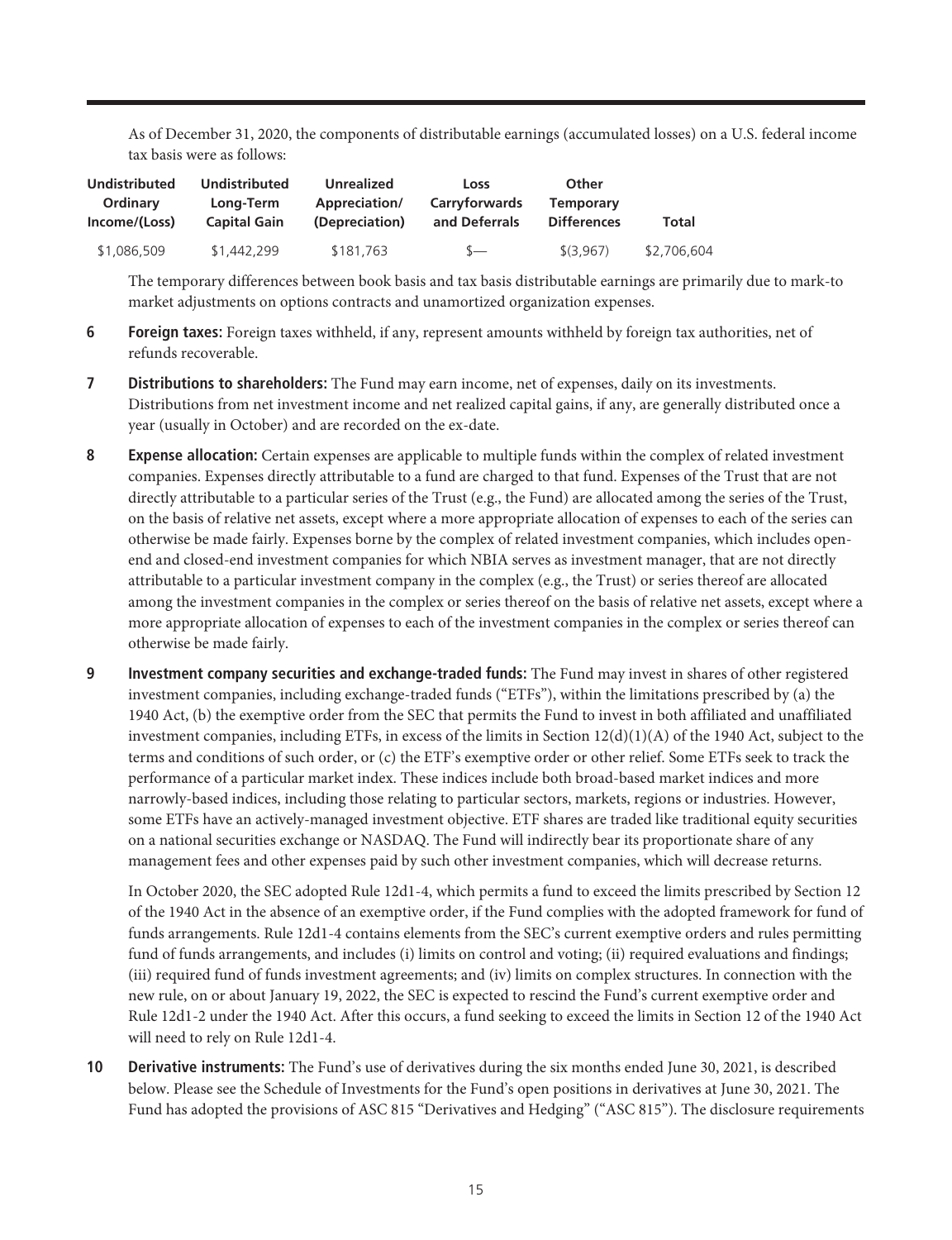As of December 31, 2020, the components of distributable earnings (accumulated losses) on a U.S. federal income tax basis were as follows:

| Undistributed Ordinary Income/(Loss) | Undistributed Long-Term Capital Gain | Unrealized Appreciation/ (Depreciation) | Loss Carryforwards and Deferrals | Other Temporary Differences | Total |
|---|---|---|---|---|---|
| $1,086,509 | $1,442,299 | $181,763 | $— | $(3,967) | $2,706,604 |

The temporary differences between book basis and tax basis distributable earnings are primarily due to mark-to market adjustments on options contracts and unamortized organization expenses.

**6 Foreign taxes:** Foreign taxes withheld, if any, represent amounts withheld by foreign tax authorities, net of refunds recoverable.

**7 Distributions to shareholders:** The Fund may earn income, net of expenses, daily on its investments. Distributions from net investment income and net realized capital gains, if any, are generally distributed once a year (usually in October) and are recorded on the ex-date.

**8 Expense allocation:** Certain expenses are applicable to multiple funds within the complex of related investment companies. Expenses directly attributable to a fund are charged to that fund. Expenses of the Trust that are not directly attributable to a particular series of the Trust (e.g., the Fund) are allocated among the series of the Trust, on the basis of relative net assets, except where a more appropriate allocation of expenses to each of the series can otherwise be made fairly. Expenses borne by the complex of related investment companies, which includes open-end and closed-end investment companies for which NBIA serves as investment manager, that are not directly attributable to a particular investment company in the complex (e.g., the Trust) or series thereof are allocated among the investment companies in the complex or series thereof on the basis of relative net assets, except where a more appropriate allocation of expenses to each of the investment companies in the complex or series thereof can otherwise be made fairly.

**9 Investment company securities and exchange-traded funds:** The Fund may invest in shares of other registered investment companies, including exchange-traded funds ("ETFs"), within the limitations prescribed by (a) the 1940 Act, (b) the exemptive order from the SEC that permits the Fund to invest in both affiliated and unaffiliated investment companies, including ETFs, in excess of the limits in Section 12(d)(1)(A) of the 1940 Act, subject to the terms and conditions of such order, or (c) the ETF's exemptive order or other relief. Some ETFs seek to track the performance of a particular market index. These indices include both broad-based market indices and more narrowly-based indices, including those relating to particular sectors, markets, regions or industries. However, some ETFs have an actively-managed investment objective. ETF shares are traded like traditional equity securities on a national securities exchange or NASDAQ. The Fund will indirectly bear its proportionate share of any management fees and other expenses paid by such other investment companies, which will decrease returns.

In October 2020, the SEC adopted Rule 12d1-4, which permits a fund to exceed the limits prescribed by Section 12 of the 1940 Act in the absence of an exemptive order, if the Fund complies with the adopted framework for fund of funds arrangements. Rule 12d1-4 contains elements from the SEC's current exemptive orders and rules permitting fund of funds arrangements, and includes (i) limits on control and voting; (ii) required evaluations and findings; (iii) required fund of funds investment agreements; and (iv) limits on complex structures. In connection with the new rule, on or about January 19, 2022, the SEC is expected to rescind the Fund's current exemptive order and Rule 12d1-2 under the 1940 Act. After this occurs, a fund seeking to exceed the limits in Section 12 of the 1940 Act will need to rely on Rule 12d1-4.

**10 Derivative instruments:** The Fund's use of derivatives during the six months ended June 30, 2021, is described below. Please see the Schedule of Investments for the Fund's open positions in derivatives at June 30, 2021. The Fund has adopted the provisions of ASC 815 "Derivatives and Hedging" ("ASC 815"). The disclosure requirements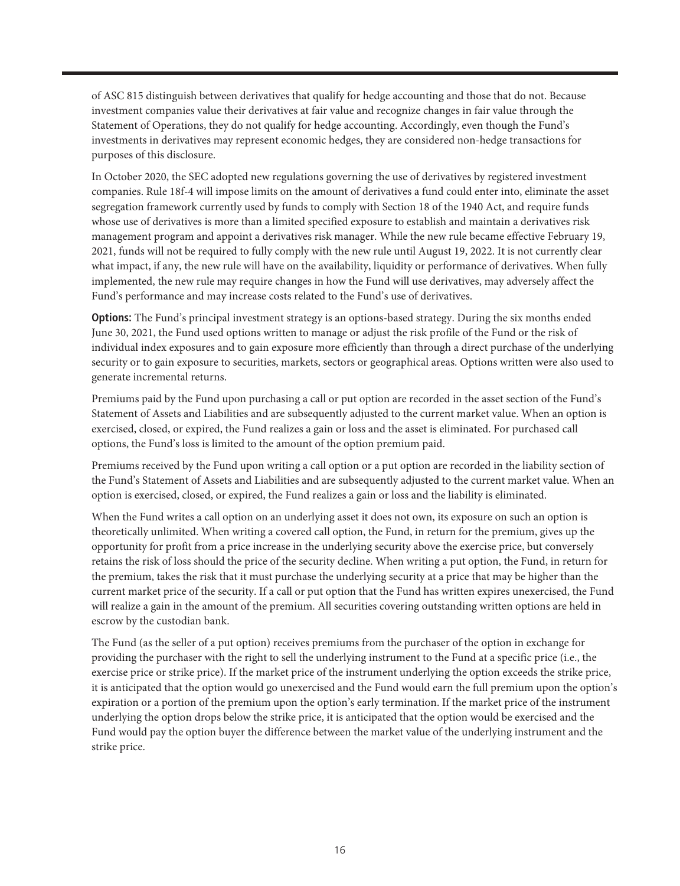of ASC 815 distinguish between derivatives that qualify for hedge accounting and those that do not. Because investment companies value their derivatives at fair value and recognize changes in fair value through the Statement of Operations, they do not qualify for hedge accounting. Accordingly, even though the Fund's investments in derivatives may represent economic hedges, they are considered non-hedge transactions for purposes of this disclosure.

In October 2020, the SEC adopted new regulations governing the use of derivatives by registered investment companies. Rule 18f-4 will impose limits on the amount of derivatives a fund could enter into, eliminate the asset segregation framework currently used by funds to comply with Section 18 of the 1940 Act, and require funds whose use of derivatives is more than a limited specified exposure to establish and maintain a derivatives risk management program and appoint a derivatives risk manager. While the new rule became effective February 19, 2021, funds will not be required to fully comply with the new rule until August 19, 2022. It is not currently clear what impact, if any, the new rule will have on the availability, liquidity or performance of derivatives. When fully implemented, the new rule may require changes in how the Fund will use derivatives, may adversely affect the Fund's performance and may increase costs related to the Fund's use of derivatives.

**Options:** The Fund's principal investment strategy is an options-based strategy. During the six months ended June 30, 2021, the Fund used options written to manage or adjust the risk profile of the Fund or the risk of individual index exposures and to gain exposure more efficiently than through a direct purchase of the underlying security or to gain exposure to securities, markets, sectors or geographical areas. Options written were also used to generate incremental returns.

Premiums paid by the Fund upon purchasing a call or put option are recorded in the asset section of the Fund's Statement of Assets and Liabilities and are subsequently adjusted to the current market value. When an option is exercised, closed, or expired, the Fund realizes a gain or loss and the asset is eliminated. For purchased call options, the Fund's loss is limited to the amount of the option premium paid.

Premiums received by the Fund upon writing a call option or a put option are recorded in the liability section of the Fund's Statement of Assets and Liabilities and are subsequently adjusted to the current market value. When an option is exercised, closed, or expired, the Fund realizes a gain or loss and the liability is eliminated.

When the Fund writes a call option on an underlying asset it does not own, its exposure on such an option is theoretically unlimited. When writing a covered call option, the Fund, in return for the premium, gives up the opportunity for profit from a price increase in the underlying security above the exercise price, but conversely retains the risk of loss should the price of the security decline. When writing a put option, the Fund, in return for the premium, takes the risk that it must purchase the underlying security at a price that may be higher than the current market price of the security. If a call or put option that the Fund has written expires unexercised, the Fund will realize a gain in the amount of the premium. All securities covering outstanding written options are held in escrow by the custodian bank.

The Fund (as the seller of a put option) receives premiums from the purchaser of the option in exchange for providing the purchaser with the right to sell the underlying instrument to the Fund at a specific price (i.e., the exercise price or strike price). If the market price of the instrument underlying the option exceeds the strike price, it is anticipated that the option would go unexercised and the Fund would earn the full premium upon the option's expiration or a portion of the premium upon the option's early termination. If the market price of the instrument underlying the option drops below the strike price, it is anticipated that the option would be exercised and the Fund would pay the option buyer the difference between the market value of the underlying instrument and the strike price.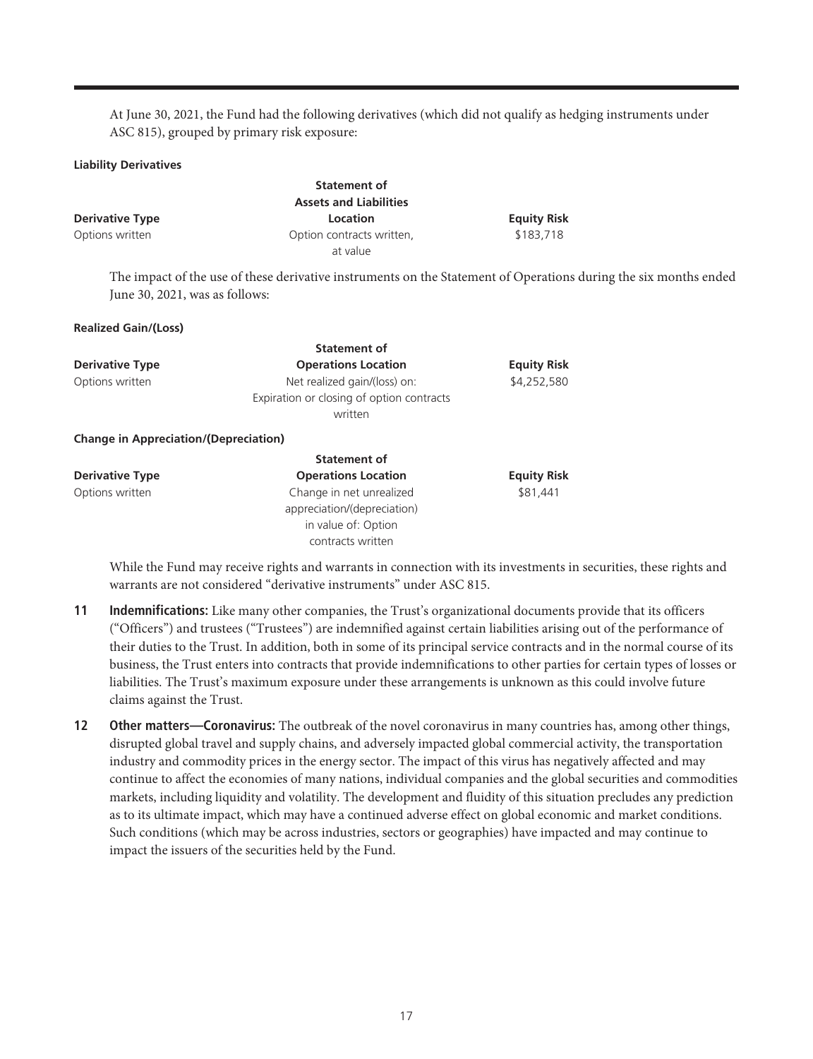At June 30, 2021, the Fund had the following derivatives (which did not qualify as hedging instruments under ASC 815), grouped by primary risk exposure:

**Liability Derivatives**

| Derivative Type | Statement of Assets and Liabilities Location | Equity Risk |
|---|---|---|
| Options written | Option contracts written, at value | $183,718 |

The impact of the use of these derivative instruments on the Statement of Operations during the six months ended June 30, 2021, was as follows:

**Realized Gain/(Loss)**

| Derivative Type | Statement of Operations Location | Equity Risk |
|---|---|---|
| Options written | Net realized gain/(loss) on: Expiration or closing of option contracts written | $4,252,580 |

**Change in Appreciation/(Depreciation)**

| Derivative Type | Statement of Operations Location | Equity Risk |
|---|---|---|
| Options written | Change in net unrealized appreciation/(depreciation) in value of: Option contracts written | $81,441 |

While the Fund may receive rights and warrants in connection with its investments in securities, these rights and warrants are not considered "derivative instruments" under ASC 815.

**11 Indemnifications:** Like many other companies, the Trust's organizational documents provide that its officers ("Officers") and trustees ("Trustees") are indemnified against certain liabilities arising out of the performance of their duties to the Trust. In addition, both in some of its principal service contracts and in the normal course of its business, the Trust enters into contracts that provide indemnifications to other parties for certain types of losses or liabilities. The Trust's maximum exposure under these arrangements is unknown as this could involve future claims against the Trust.

**12 Other matters—Coronavirus:** The outbreak of the novel coronavirus in many countries has, among other things, disrupted global travel and supply chains, and adversely impacted global commercial activity, the transportation industry and commodity prices in the energy sector. The impact of this virus has negatively affected and may continue to affect the economies of many nations, individual companies and the global securities and commodities markets, including liquidity and volatility. The development and fluidity of this situation precludes any prediction as to its ultimate impact, which may have a continued adverse effect on global economic and market conditions. Such conditions (which may be across industries, sectors or geographies) have impacted and may continue to impact the issuers of the securities held by the Fund.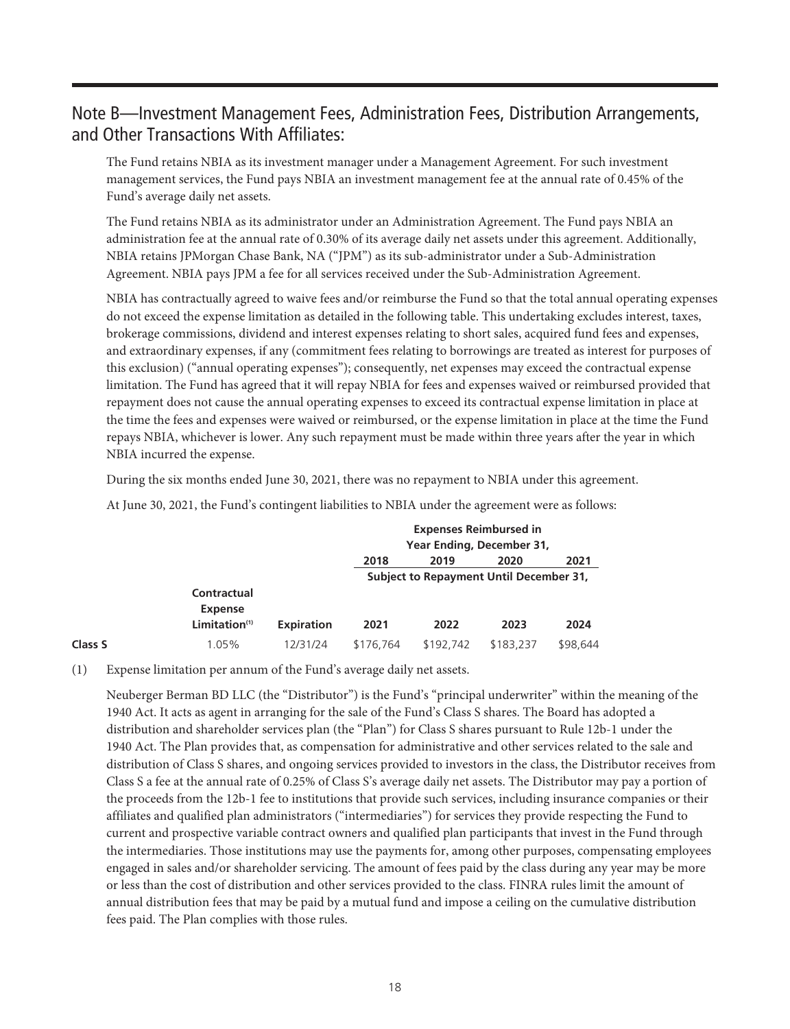## Note B—Investment Management Fees, Administration Fees, Distribution Arrangements, and Other Transactions With Affiliates:

The Fund retains NBIA as its investment manager under a Management Agreement. For such investment management services, the Fund pays NBIA an investment management fee at the annual rate of 0.45% of the Fund's average daily net assets.

The Fund retains NBIA as its administrator under an Administration Agreement. The Fund pays NBIA an administration fee at the annual rate of 0.30% of its average daily net assets under this agreement. Additionally, NBIA retains JPMorgan Chase Bank, NA ("JPM") as its sub-administrator under a Sub-Administration Agreement. NBIA pays JPM a fee for all services received under the Sub-Administration Agreement.

NBIA has contractually agreed to waive fees and/or reimburse the Fund so that the total annual operating expenses do not exceed the expense limitation as detailed in the following table. This undertaking excludes interest, taxes, brokerage commissions, dividend and interest expenses relating to short sales, acquired fund fees and expenses, and extraordinary expenses, if any (commitment fees relating to borrowings are treated as interest for purposes of this exclusion) ("annual operating expenses"); consequently, net expenses may exceed the contractual expense limitation. The Fund has agreed that it will repay NBIA for fees and expenses waived or reimbursed provided that repayment does not cause the annual operating expenses to exceed its contractual expense limitation in place at the time the fees and expenses were waived or reimbursed, or the expense limitation in place at the time the Fund repays NBIA, whichever is lower. Any such repayment must be made within three years after the year in which NBIA incurred the expense.

During the six months ended June 30, 2021, there was no repayment to NBIA under this agreement.

At June 30, 2021, the Fund's contingent liabilities to NBIA under the agreement were as follows:

| | | | Expenses Reimbursed in Year Ending, December 31, | | | |
|---|---|---|---|---|---|---|
| | | | 2018 | 2019 | 2020 | 2021 |
| | | | Subject to Repayment Until December 31, | | | |
| | Contractual Expense Limitation[1] | Expiration | 2021 | 2022 | 2023 | 2024 |
| **Class S** | 1.05% | 12/31/24 | $176,764 | $192,742 | $183,237 | $98,644 |

(1) Expense limitation per annum of the Fund's average daily net assets.

Neuberger Berman BD LLC (the "Distributor") is the Fund's "principal underwriter" within the meaning of the 1940 Act. It acts as agent in arranging for the sale of the Fund's Class S shares. The Board has adopted a distribution and shareholder services plan (the "Plan") for Class S shares pursuant to Rule 12b-1 under the 1940 Act. The Plan provides that, as compensation for administrative and other services related to the sale and distribution of Class S shares, and ongoing services provided to investors in the class, the Distributor receives from Class S a fee at the annual rate of 0.25% of Class S's average daily net assets. The Distributor may pay a portion of the proceeds from the 12b-1 fee to institutions that provide such services, including insurance companies or their affiliates and qualified plan administrators ("intermediaries") for services they provide respecting the Fund to current and prospective variable contract owners and qualified plan participants that invest in the Fund through the intermediaries. Those institutions may use the payments for, among other purposes, compensating employees engaged in sales and/or shareholder servicing. The amount of fees paid by the class during any year may be more or less than the cost of distribution and other services provided to the class. FINRA rules limit the amount of annual distribution fees that may be paid by a mutual fund and impose a ceiling on the cumulative distribution fees paid. The Plan complies with those rules.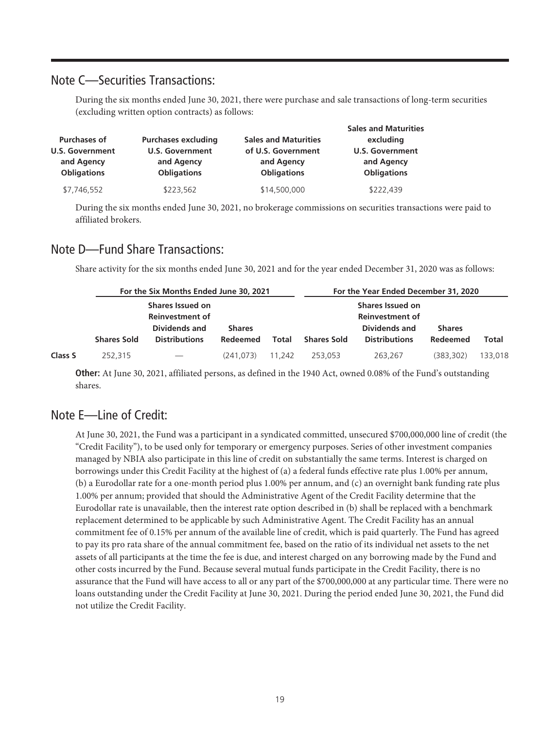## Note C—Securities Transactions:

During the six months ended June 30, 2021, there were purchase and sale transactions of long-term securities (excluding written option contracts) as follows:

| Purchases of U.S. Government and Agency Obligations | Purchases excluding U.S. Government and Agency Obligations | Sales and Maturities of U.S. Government and Agency Obligations | Sales and Maturities excluding U.S. Government and Agency Obligations |
|---|---|---|---|
| $7,746,552 | $223,562 | $14,500,000 | $222,439 |

During the six months ended June 30, 2021, no brokerage commissions on securities transactions were paid to affiliated brokers.

## Note D—Fund Share Transactions:

Share activity for the six months ended June 30, 2021 and for the year ended December 31, 2020 was as follows:

| | For the Six Months Ended June 30, 2021 | | | | For the Year Ended December 31, 2020 | | | |
|---|---|---|---|---|---|---|---|---|
| | Shares Sold | Shares Issued on Reinvestment of Dividends and Distributions | Shares Redeemed | Total | Shares Sold | Shares Issued on Reinvestment of Dividends and Distributions | Shares Redeemed | Total |
| **Class S** | 252,315 | — | (241,073) | 11,242 | 253,053 | 263,267 | (383,302) | 133,018 |

**Other:** At June 30, 2021, affiliated persons, as defined in the 1940 Act, owned 0.08% of the Fund's outstanding shares.

## Note E—Line of Credit:

At June 30, 2021, the Fund was a participant in a syndicated committed, unsecured $700,000,000 line of credit (the "Credit Facility"), to be used only for temporary or emergency purposes. Series of other investment companies managed by NBIA also participate in this line of credit on substantially the same terms. Interest is charged on borrowings under this Credit Facility at the highest of (a) a federal funds effective rate plus 1.00% per annum, (b) a Eurodollar rate for a one-month period plus 1.00% per annum, and (c) an overnight bank funding rate plus 1.00% per annum; provided that should the Administrative Agent of the Credit Facility determine that the Eurodollar rate is unavailable, then the interest rate option described in (b) shall be replaced with a benchmark replacement determined to be applicable by such Administrative Agent. The Credit Facility has an annual commitment fee of 0.15% per annum of the available line of credit, which is paid quarterly. The Fund has agreed to pay its pro rata share of the annual commitment fee, based on the ratio of its individual net assets to the net assets of all participants at the time the fee is due, and interest charged on any borrowing made by the Fund and other costs incurred by the Fund. Because several mutual funds participate in the Credit Facility, there is no assurance that the Fund will have access to all or any part of the $700,000,000 at any particular time. There were no loans outstanding under the Credit Facility at June 30, 2021. During the period ended June 30, 2021, the Fund did not utilize the Credit Facility.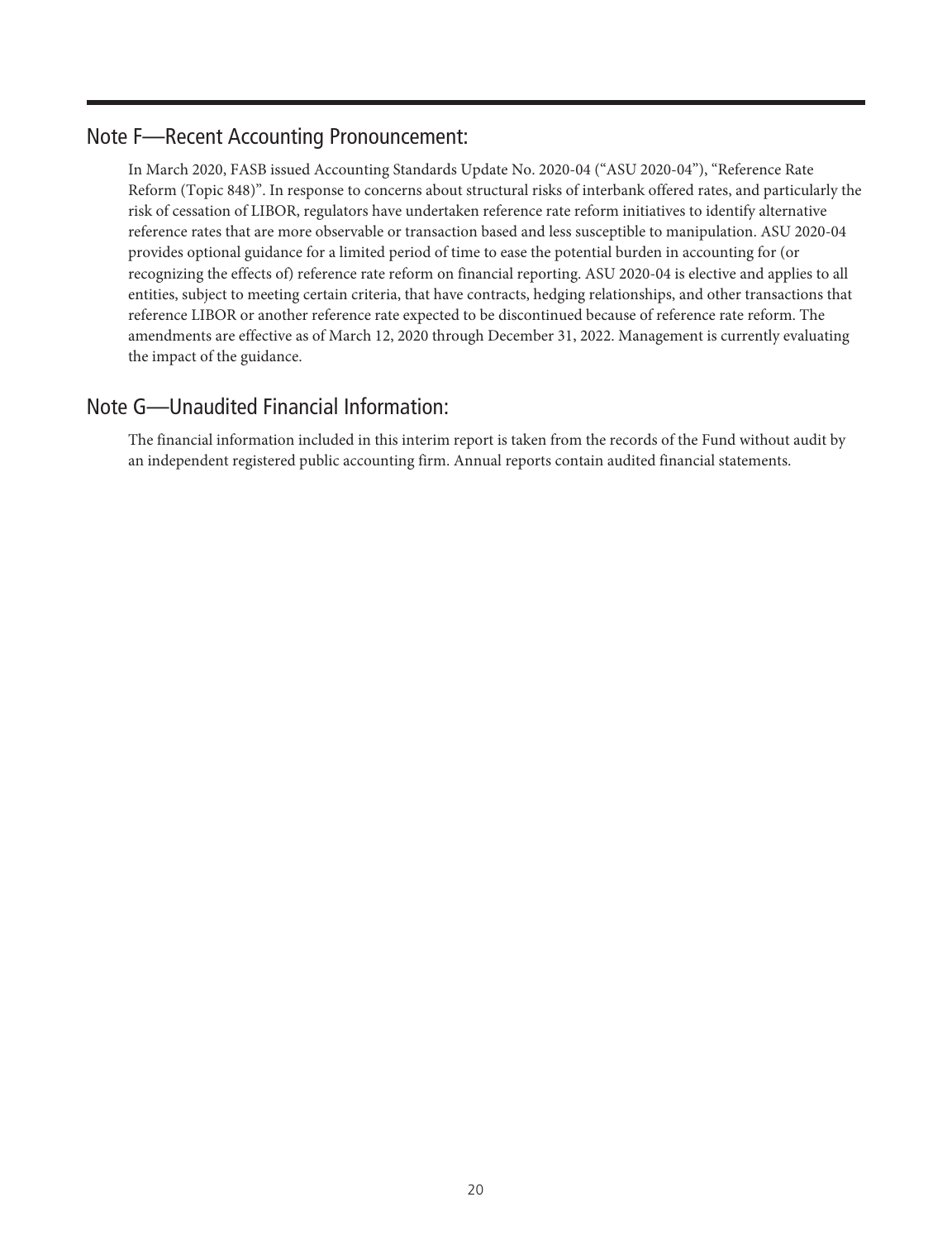## Note F—Recent Accounting Pronouncement:

In March 2020, FASB issued Accounting Standards Update No. 2020-04 ("ASU 2020-04"), "Reference Rate Reform (Topic 848)". In response to concerns about structural risks of interbank offered rates, and particularly the risk of cessation of LIBOR, regulators have undertaken reference rate reform initiatives to identify alternative reference rates that are more observable or transaction based and less susceptible to manipulation. ASU 2020-04 provides optional guidance for a limited period of time to ease the potential burden in accounting for (or recognizing the effects of) reference rate reform on financial reporting. ASU 2020-04 is elective and applies to all entities, subject to meeting certain criteria, that have contracts, hedging relationships, and other transactions that reference LIBOR or another reference rate expected to be discontinued because of reference rate reform. The amendments are effective as of March 12, 2020 through December 31, 2022. Management is currently evaluating the impact of the guidance.

## Note G—Unaudited Financial Information:

The financial information included in this interim report is taken from the records of the Fund without audit by an independent registered public accounting firm. Annual reports contain audited financial statements.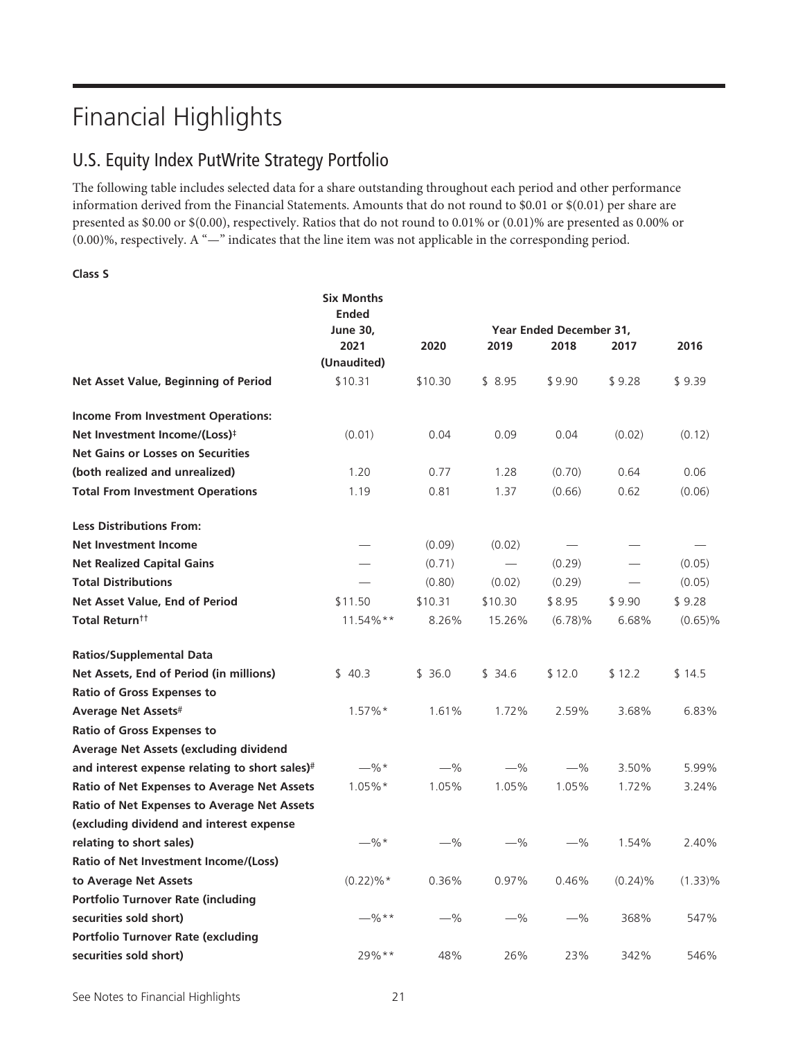# Financial Highlights

## U.S. Equity Index PutWrite Strategy Portfolio

The following table includes selected data for a share outstanding throughout each period and other performance information derived from the Financial Statements. Amounts that do not round to \$0.01 or \$(0.01) per share are presented as \$0.00 or \$(0.00), respectively. Ratios that do not round to 0.01% or (0.01)% are presented as 0.00% or (0.00)%, respectively. A "—" indicates that the line item was not applicable in the corresponding period.

**Class S**

| | Six Months Ended June 30, 2021 (Unaudited) | Year Ended December 31, 2020 | 2019 | 2018 | 2017 | 2016 |
|---|---|---|---|---|---|---|
| **Net Asset Value, Beginning of Period** | \$10.31 | \$10.30 | \$ 8.95 | \$ 9.90 | \$ 9.28 | \$ 9.39 |
| **Income From Investment Operations:** | | | | | | |
| **Net Investment Income/(Loss)‡** | (0.01) | 0.04 | 0.09 | 0.04 | (0.02) | (0.12) |
| **Net Gains or Losses on Securities (both realized and unrealized)** | 1.20 | 0.77 | 1.28 | (0.70) | 0.64 | 0.06 |
| **Total From Investment Operations** | 1.19 | 0.81 | 1.37 | (0.66) | 0.62 | (0.06) |
| **Less Distributions From:** | | | | | | |
| **Net Investment Income** | — | (0.09) | (0.02) | — | — | — |
| **Net Realized Capital Gains** | — | (0.71) | — | (0.29) | — | (0.05) |
| **Total Distributions** | — | (0.80) | (0.02) | (0.29) | — | (0.05) |
| **Net Asset Value, End of Period** | \$11.50 | \$10.31 | \$10.30 | \$ 8.95 | \$ 9.90 | \$ 9.28 |
| **Total Return††** | 11.54%** | 8.26% | 15.26% | (6.78)% | 6.68% | (0.65)% |
| **Ratios/Supplemental Data** | | | | | | |
| **Net Assets, End of Period (in millions)** | \$ 40.3 | \$ 36.0 | \$ 34.6 | \$ 12.0 | \$ 12.2 | \$ 14.5 |
| **Ratio of Gross Expenses to Average Net Assets#** | 1.57%* | 1.61% | 1.72% | 2.59% | 3.68% | 6.83% |
| **Ratio of Gross Expenses to Average Net Assets (excluding dividend and interest expense relating to short sales)#** | —%* | —% | —% | —% | 3.50% | 5.99% |
| **Ratio of Net Expenses to Average Net Assets** | 1.05%* | 1.05% | 1.05% | 1.05% | 1.72% | 3.24% |
| **Ratio of Net Expenses to Average Net Assets (excluding dividend and interest expense relating to short sales)** | —%* | —% | —% | —% | 1.54% | 2.40% |
| **Ratio of Net Investment Income/(Loss) to Average Net Assets** | (0.22)%* | 0.36% | 0.97% | 0.46% | (0.24)% | (1.33)% |
| **Portfolio Turnover Rate (including securities sold short)** | —%** | —% | —% | —% | 368% | 547% |
| **Portfolio Turnover Rate (excluding securities sold short)** | 29%** | 48% | 26% | 23% | 342% | 546% |

See Notes to Financial Highlights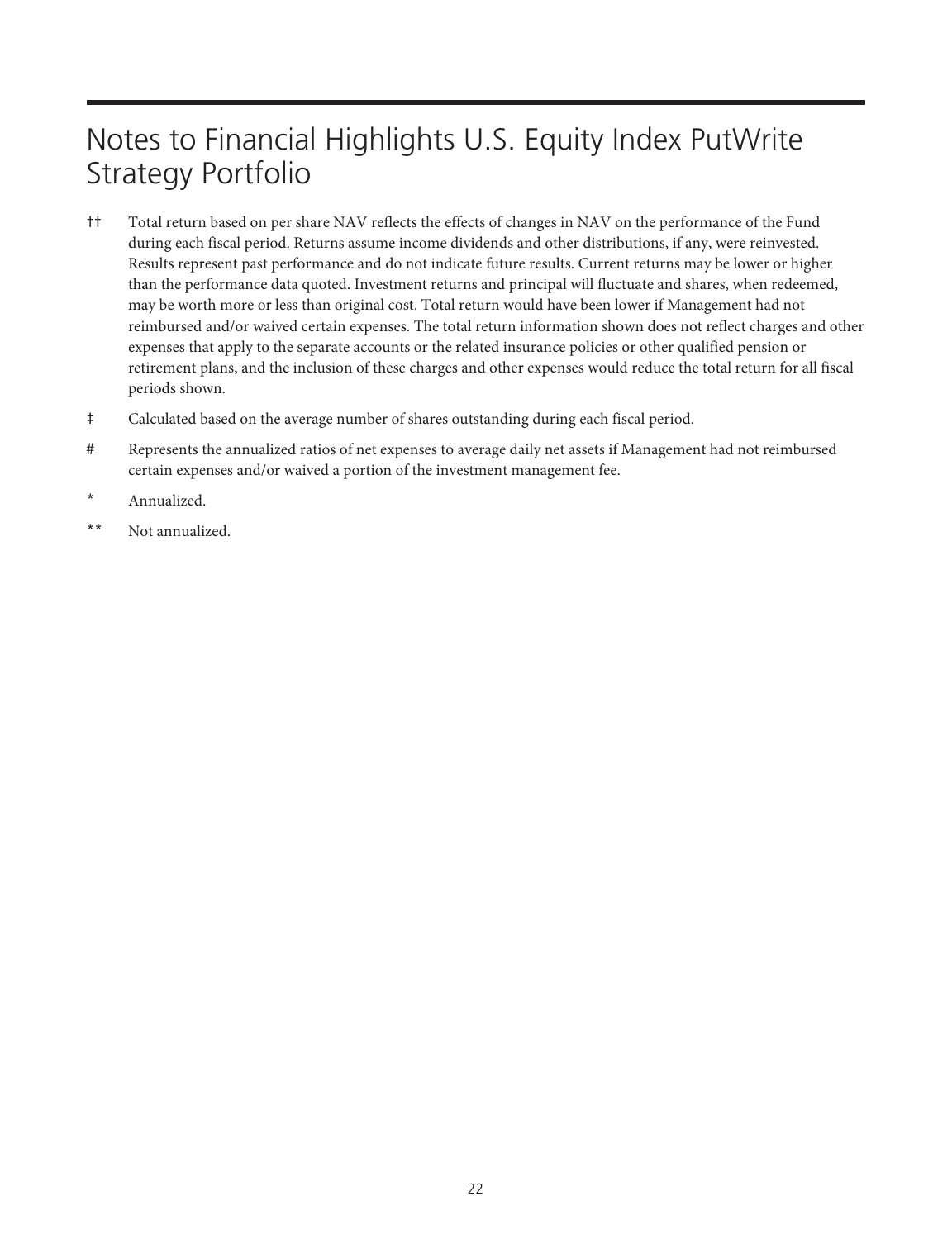# Notes to Financial Highlights U.S. Equity Index PutWrite Strategy Portfolio

†† Total return based on per share NAV reflects the effects of changes in NAV on the performance of the Fund during each fiscal period. Returns assume income dividends and other distributions, if any, were reinvested. Results represent past performance and do not indicate future results. Current returns may be lower or higher than the performance data quoted. Investment returns and principal will fluctuate and shares, when redeemed, may be worth more or less than original cost. Total return would have been lower if Management had not reimbursed and/or waived certain expenses. The total return information shown does not reflect charges and other expenses that apply to the separate accounts or the related insurance policies or other qualified pension or retirement plans, and the inclusion of these charges and other expenses would reduce the total return for all fiscal periods shown.

‡ Calculated based on the average number of shares outstanding during each fiscal period.

# Represents the annualized ratios of net expenses to average daily net assets if Management had not reimbursed certain expenses and/or waived a portion of the investment management fee.

* Annualized.

** Not annualized.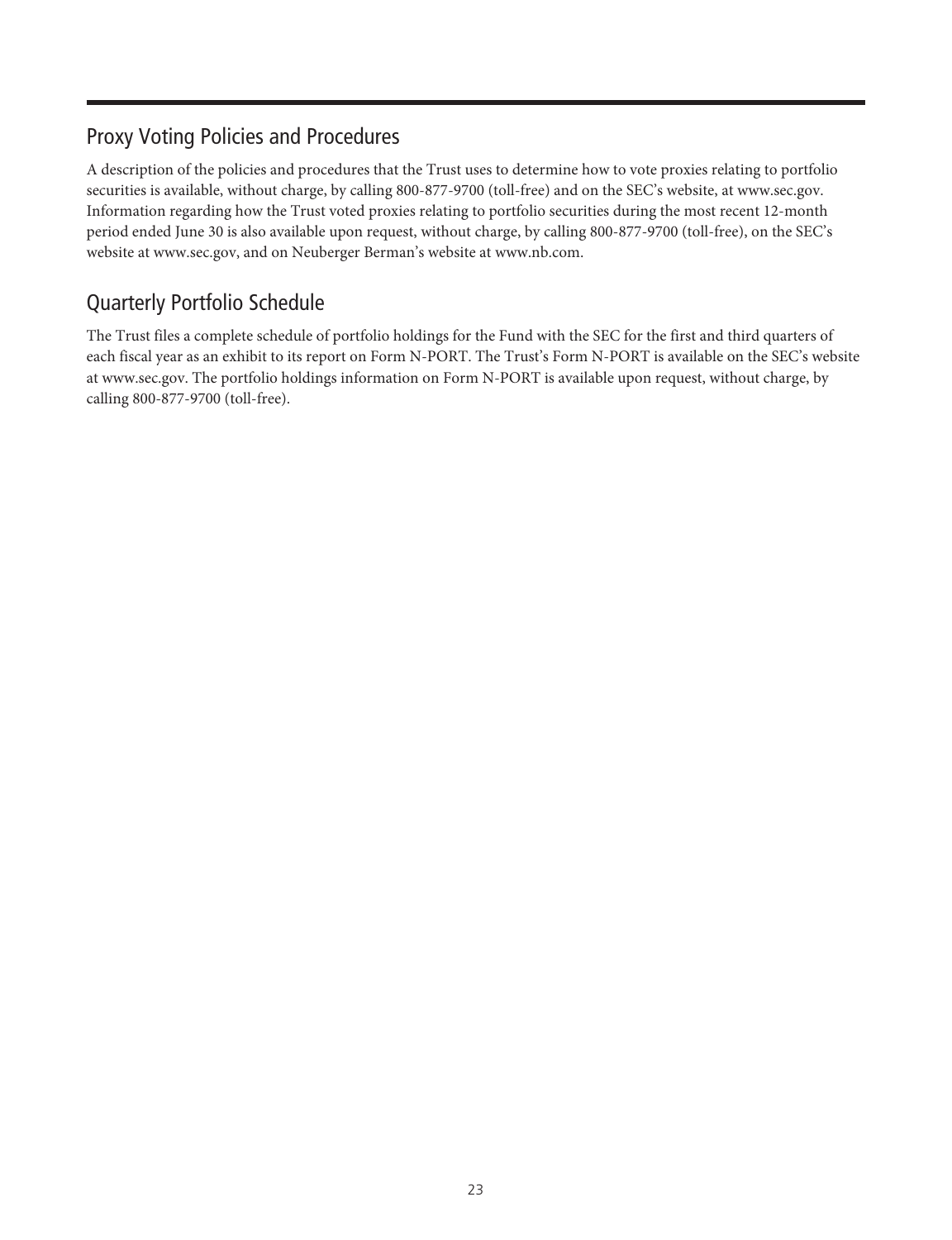## Proxy Voting Policies and Procedures

A description of the policies and procedures that the Trust uses to determine how to vote proxies relating to portfolio securities is available, without charge, by calling 800-877-9700 (toll-free) and on the SEC's website, at www.sec.gov. Information regarding how the Trust voted proxies relating to portfolio securities during the most recent 12-month period ended June 30 is also available upon request, without charge, by calling 800-877-9700 (toll-free), on the SEC's website at www.sec.gov, and on Neuberger Berman's website at www.nb.com.

## Quarterly Portfolio Schedule

The Trust files a complete schedule of portfolio holdings for the Fund with the SEC for the first and third quarters of each fiscal year as an exhibit to its report on Form N-PORT. The Trust's Form N-PORT is available on the SEC's website at www.sec.gov. The portfolio holdings information on Form N-PORT is available upon request, without charge, by calling 800-877-9700 (toll-free).